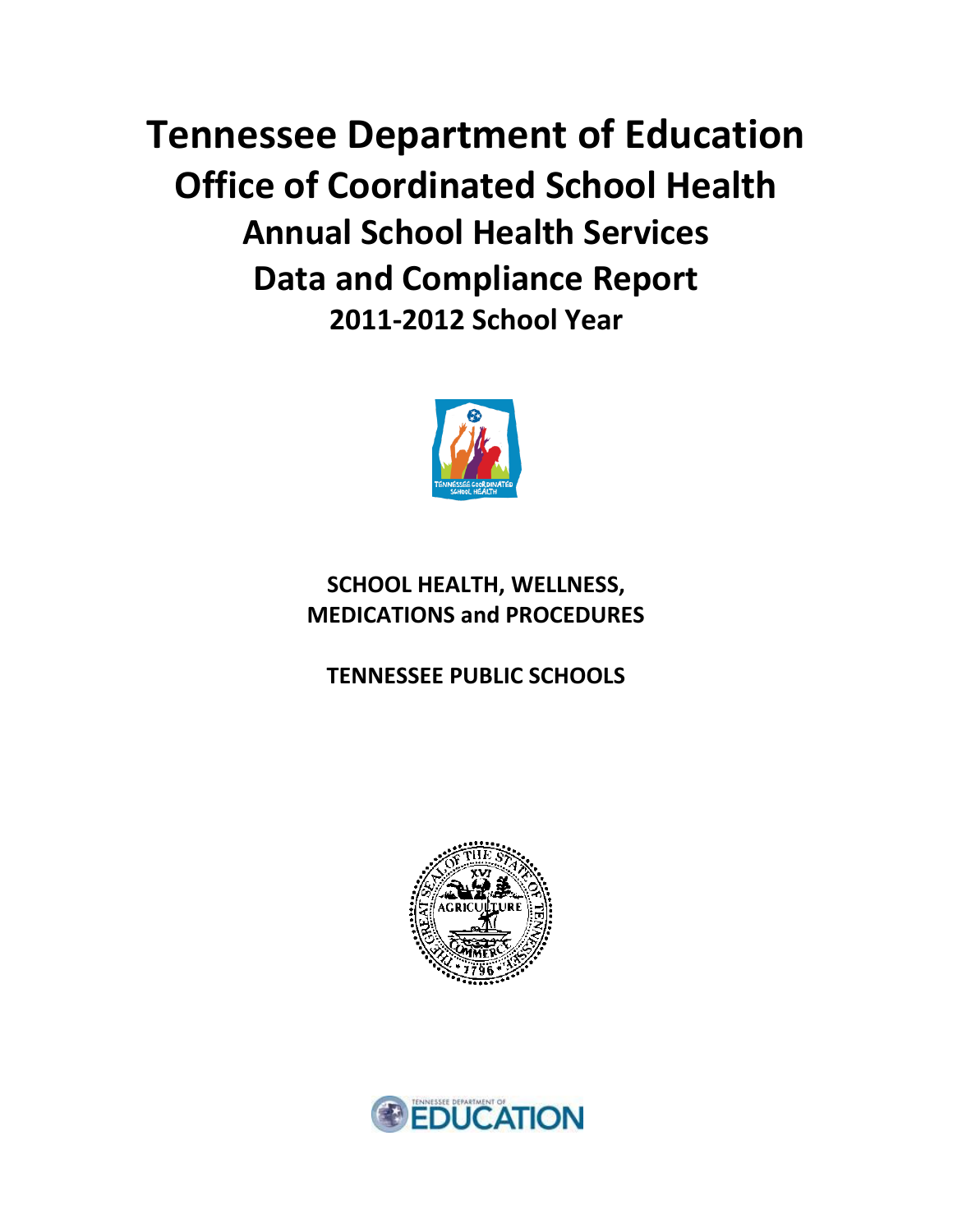# Tennessee Department of Education
## Office of Coordinated School Health
### Annual School Health Services
### Data and Compliance Report
**2011-2012 School Year**

**SCHOOL HEALTH, WELLNESS, MEDICATIONS and PROCEDURES**

**TENNESSEE PUBLIC SCHOOLS**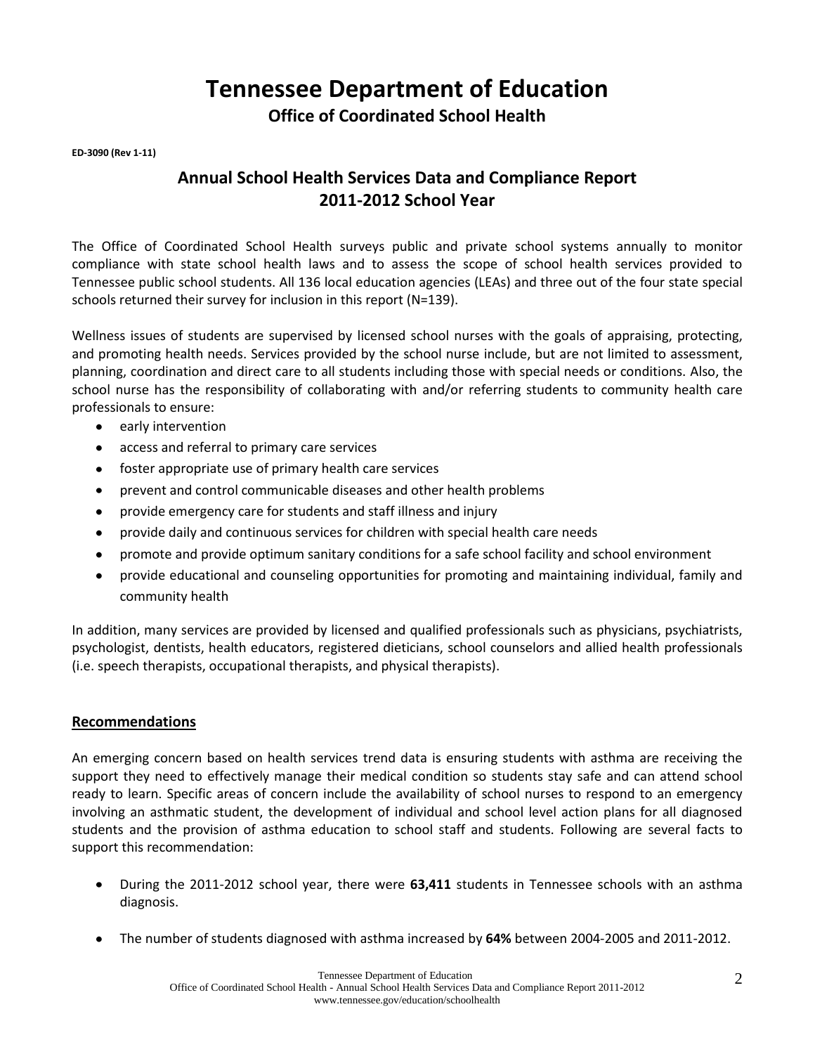# Tennessee Department of Education

## Office of Coordinated School Health

**ED-3090 (Rev 1-11)**

## Annual School Health Services Data and Compliance Report 2011-2012 School Year

The Office of Coordinated School Health surveys public and private school systems annually to monitor compliance with state school health laws and to assess the scope of school health services provided to Tennessee public school students. All 136 local education agencies (LEAs) and three out of the four state special schools returned their survey for inclusion in this report (N=139).

Wellness issues of students are supervised by licensed school nurses with the goals of appraising, protecting, and promoting health needs. Services provided by the school nurse include, but are not limited to assessment, planning, coordination and direct care to all students including those with special needs or conditions. Also, the school nurse has the responsibility of collaborating with and/or referring students to community health care professionals to ensure:

- early intervention
- access and referral to primary care services
- foster appropriate use of primary health care services
- prevent and control communicable diseases and other health problems
- provide emergency care for students and staff illness and injury
- provide daily and continuous services for children with special health care needs
- promote and provide optimum sanitary conditions for a safe school facility and school environment
- provide educational and counseling opportunities for promoting and maintaining individual, family and community health

In addition, many services are provided by licensed and qualified professionals such as physicians, psychiatrists, psychologist, dentists, health educators, registered dieticians, school counselors and allied health professionals (i.e. speech therapists, occupational therapists, and physical therapists).

### Recommendations

An emerging concern based on health services trend data is ensuring students with asthma are receiving the support they need to effectively manage their medical condition so students stay safe and can attend school ready to learn. Specific areas of concern include the availability of school nurses to respond to an emergency involving an asthmatic student, the development of individual and school level action plans for all diagnosed students and the provision of asthma education to school staff and students. Following are several facts to support this recommendation:

- During the 2011-2012 school year, there were **63,411** students in Tennessee schools with an asthma diagnosis.
- The number of students diagnosed with asthma increased by **64%** between 2004-2005 and 2011-2012.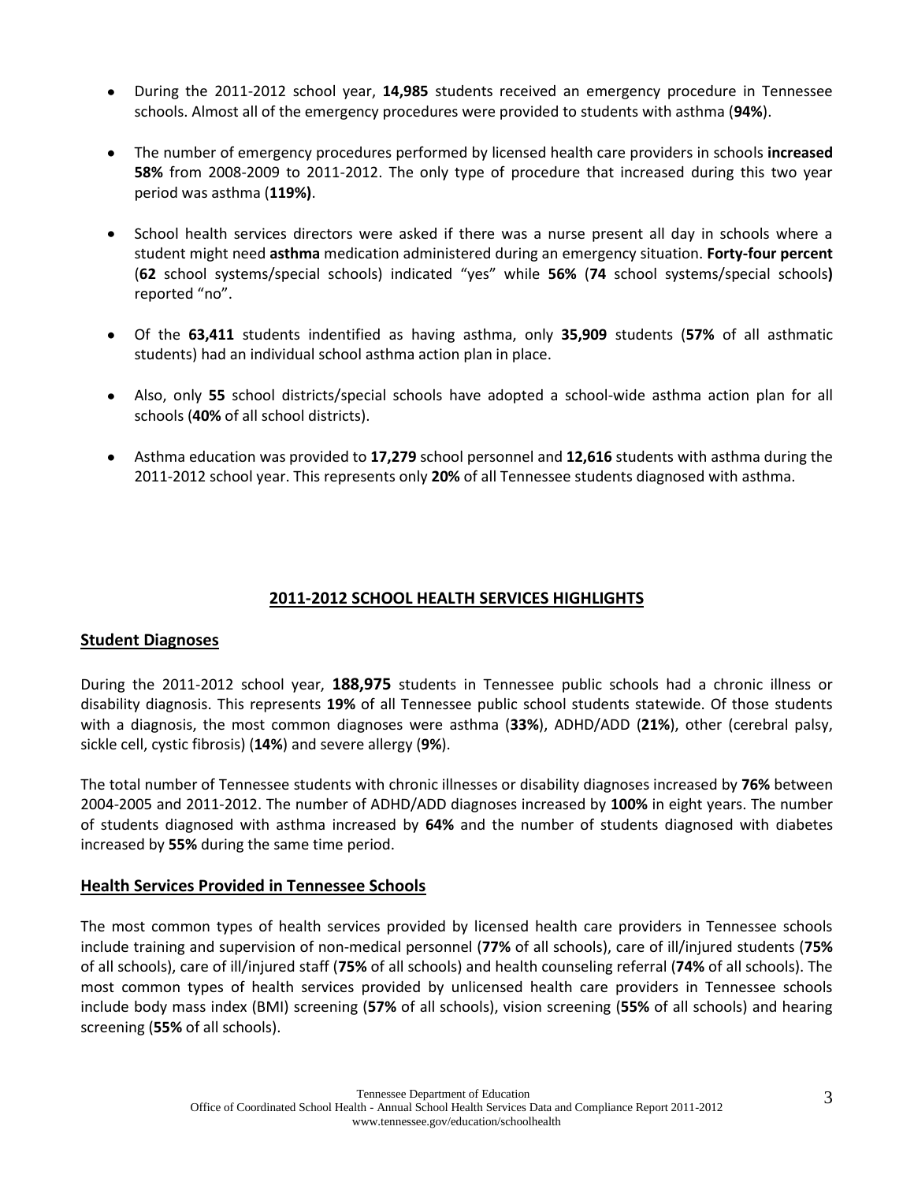- During the 2011-2012 school year, **14,985** students received an emergency procedure in Tennessee schools. Almost all of the emergency procedures were provided to students with asthma (**94%**).

- The number of emergency procedures performed by licensed health care providers in schools **increased 58%** from 2008-2009 to 2011-2012. The only type of procedure that increased during this two year period was asthma (**119%)**.

- School health services directors were asked if there was a nurse present all day in schools where a student might need **asthma** medication administered during an emergency situation. **Forty-four percent** (**62** school systems/special schools) indicated "yes" while **56%** (**74** school systems/special schools**)** reported "no".

- Of the **63,411** students indentified as having asthma, only **35,909** students (**57%** of all asthmatic students) had an individual school asthma action plan in place.

- Also, only **55** school districts/special schools have adopted a school-wide asthma action plan for all schools (**40%** of all school districts).

- Asthma education was provided to **17,279** school personnel and **12,616** students with asthma during the 2011-2012 school year. This represents only **20%** of all Tennessee students diagnosed with asthma.

## 2011-2012 SCHOOL HEALTH SERVICES HIGHLIGHTS

### Student Diagnoses

During the 2011-2012 school year, **188,975** students in Tennessee public schools had a chronic illness or disability diagnosis. This represents **19%** of all Tennessee public school students statewide. Of those students with a diagnosis, the most common diagnoses were asthma (**33%**), ADHD/ADD (**21%**), other (cerebral palsy, sickle cell, cystic fibrosis) (**14%**) and severe allergy (**9%**).

The total number of Tennessee students with chronic illnesses or disability diagnoses increased by **76%** between 2004-2005 and 2011-2012. The number of ADHD/ADD diagnoses increased by **100%** in eight years. The number of students diagnosed with asthma increased by **64%** and the number of students diagnosed with diabetes increased by **55%** during the same time period.

### Health Services Provided in Tennessee Schools

The most common types of health services provided by licensed health care providers in Tennessee schools include training and supervision of non-medical personnel (**77%** of all schools), care of ill/injured students (**75%** of all schools), care of ill/injured staff (**75%** of all schools) and health counseling referral (**74%** of all schools). The most common types of health services provided by unlicensed health care providers in Tennessee schools include body mass index (BMI) screening (**57%** of all schools), vision screening (**55%** of all schools) and hearing screening (**55%** of all schools).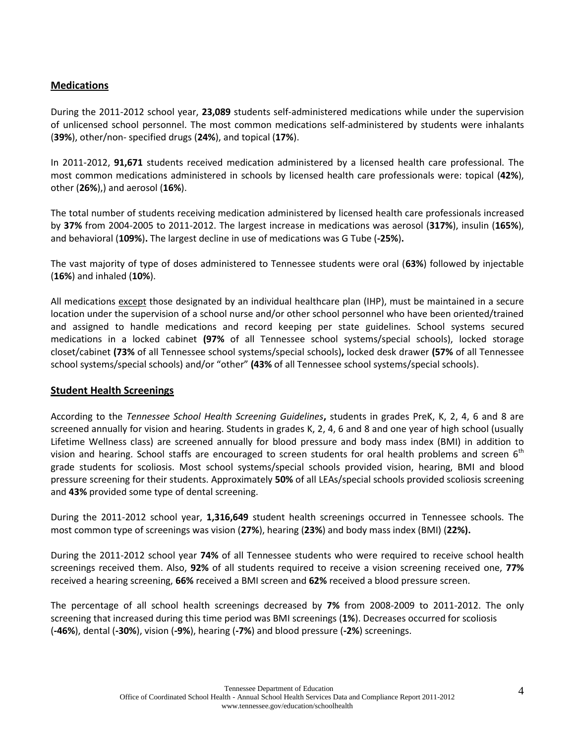## Medications

During the 2011-2012 school year, **23,089** students self-administered medications while under the supervision of unlicensed school personnel. The most common medications self-administered by students were inhalants (**39%**), other/non- specified drugs (**24%**), and topical (**17%**).

In 2011-2012, **91,671** students received medication administered by a licensed health care professional. The most common medications administered in schools by licensed health care professionals were: topical (**42%**), other (**26%**),) and aerosol (**16%**).

The total number of students receiving medication administered by licensed health care professionals increased by **37%** from 2004-2005 to 2011-2012. The largest increase in medications was aerosol (**317%**), insulin (**165%**), and behavioral (**109%**)**.** The largest decline in use of medications was G Tube (**-25%**)**.**

The vast majority of type of doses administered to Tennessee students were oral (**63%**) followed by injectable (**16%**) and inhaled (**10%**).

All medications except those designated by an individual healthcare plan (IHP), must be maintained in a secure location under the supervision of a school nurse and/or other school personnel who have been oriented/trained and assigned to handle medications and record keeping per state guidelines. School systems secured medications in a locked cabinet **(97%** of all Tennessee school systems/special schools), locked storage closet/cabinet **(73%** of all Tennessee school systems/special schools)**,** locked desk drawer **(57%** of all Tennessee school systems/special schools) and/or "other" **(43%** of all Tennessee school systems/special schools).

## Student Health Screenings

According to the *Tennessee School Health Screening Guidelines***,** students in grades PreK, K, 2, 4, 6 and 8 are screened annually for vision and hearing. Students in grades K, 2, 4, 6 and 8 and one year of high school (usually Lifetime Wellness class) are screened annually for blood pressure and body mass index (BMI) in addition to vision and hearing. School staffs are encouraged to screen students for oral health problems and screen 6th grade students for scoliosis. Most school systems/special schools provided vision, hearing, BMI and blood pressure screening for their students. Approximately **50%** of all LEAs/special schools provided scoliosis screening and **43%** provided some type of dental screening.

During the 2011-2012 school year, **1,316,649** student health screenings occurred in Tennessee schools. The most common type of screenings was vision (**27%**), hearing (**23%**) and body mass index (BMI) (**22%).**

During the 2011-2012 school year **74%** of all Tennessee students who were required to receive school health screenings received them. Also, **92%** of all students required to receive a vision screening received one, **77%** received a hearing screening, **66%** received a BMI screen and **62%** received a blood pressure screen.

The percentage of all school health screenings decreased by **7%** from 2008-2009 to 2011-2012. The only screening that increased during this time period was BMI screenings (**1%**). Decreases occurred for scoliosis (**-46%**), dental (**-30%**), vision (**-9%**), hearing (**-7%**) and blood pressure (**-2%**) screenings.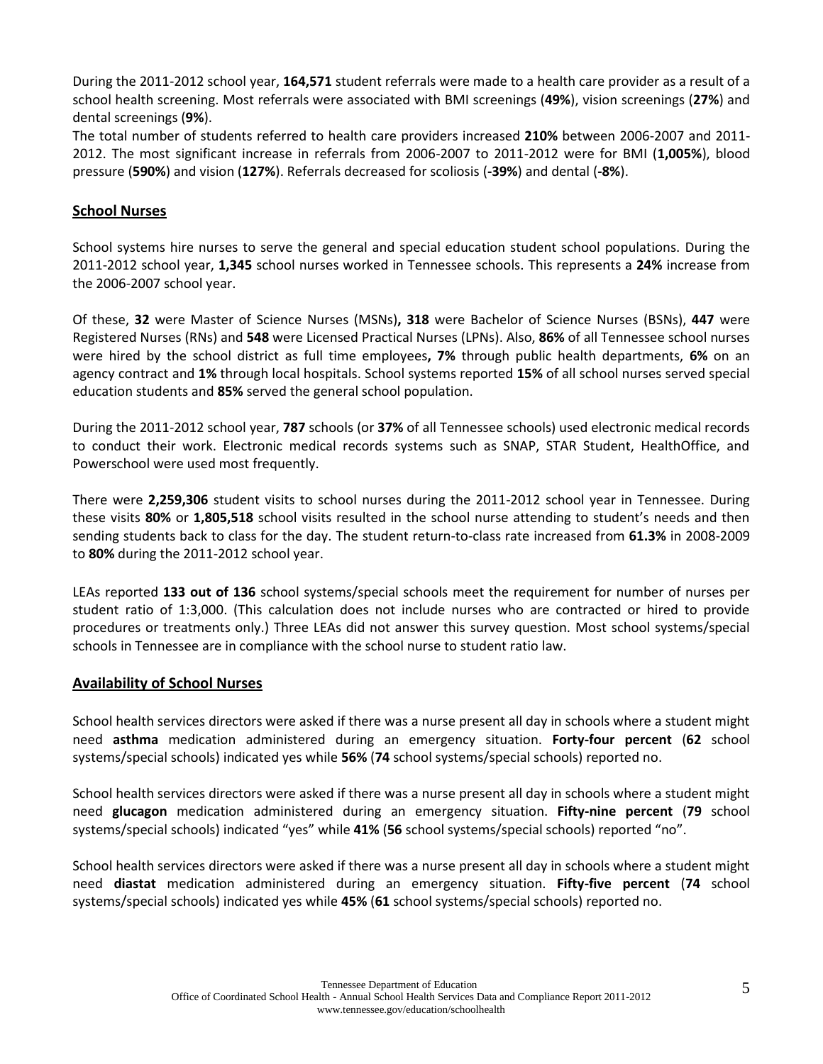During the 2011-2012 school year, **164,571** student referrals were made to a health care provider as a result of a school health screening. Most referrals were associated with BMI screenings (**49%**), vision screenings (**27%**) and dental screenings (**9%**).
The total number of students referred to health care providers increased **210%** between 2006-2007 and 2011-2012. The most significant increase in referrals from 2006-2007 to 2011-2012 were for BMI (**1,005%**), blood pressure (**590%**) and vision (**127%**). Referrals decreased for scoliosis (**-39%**) and dental (**-8%**).

## School Nurses

School systems hire nurses to serve the general and special education student school populations. During the 2011-2012 school year, **1,345** school nurses worked in Tennessee schools. This represents a **24%** increase from the 2006-2007 school year.

Of these, **32** were Master of Science Nurses (MSNs)**, 318** were Bachelor of Science Nurses (BSNs), **447** were Registered Nurses (RNs) and **548** were Licensed Practical Nurses (LPNs). Also, **86%** of all Tennessee school nurses were hired by the school district as full time employees**, 7%** through public health departments, **6%** on an agency contract and **1%** through local hospitals. School systems reported **15%** of all school nurses served special education students and **85%** served the general school population.

During the 2011-2012 school year, **787** schools (or **37%** of all Tennessee schools) used electronic medical records to conduct their work. Electronic medical records systems such as SNAP, STAR Student, HealthOffice, and Powerschool were used most frequently.

There were **2,259,306** student visits to school nurses during the 2011-2012 school year in Tennessee. During these visits **80%** or **1,805,518** school visits resulted in the school nurse attending to student's needs and then sending students back to class for the day. The student return-to-class rate increased from **61.3%** in 2008-2009 to **80%** during the 2011-2012 school year.

LEAs reported **133 out of 136** school systems/special schools meet the requirement for number of nurses per student ratio of 1:3,000. (This calculation does not include nurses who are contracted or hired to provide procedures or treatments only.) Three LEAs did not answer this survey question. Most school systems/special schools in Tennessee are in compliance with the school nurse to student ratio law.

## Availability of School Nurses

School health services directors were asked if there was a nurse present all day in schools where a student might need **asthma** medication administered during an emergency situation. **Forty-four percent** (**62** school systems/special schools) indicated yes while **56%** (**74** school systems/special schools) reported no.

School health services directors were asked if there was a nurse present all day in schools where a student might need **glucagon** medication administered during an emergency situation. **Fifty-nine percent** (**79** school systems/special schools) indicated "yes" while **41%** (**56** school systems/special schools) reported "no".

School health services directors were asked if there was a nurse present all day in schools where a student might need **diastat** medication administered during an emergency situation. **Fifty-five percent** (**74** school systems/special schools) indicated yes while **45%** (**61** school systems/special schools) reported no.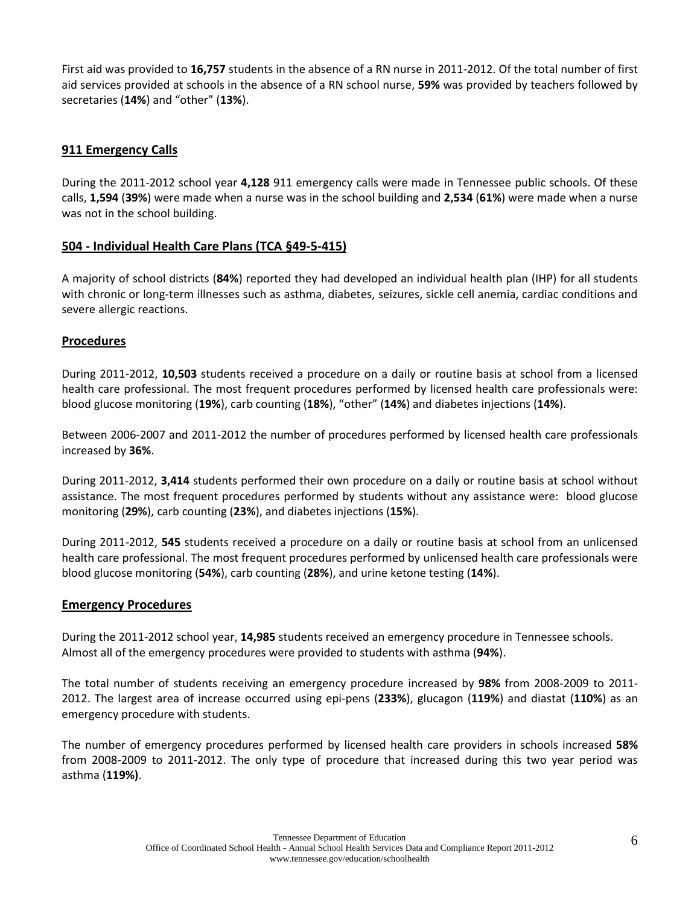First aid was provided to **16,757** students in the absence of a RN nurse in 2011-2012. Of the total number of first aid services provided at schools in the absence of a RN school nurse, **59%** was provided by teachers followed by secretaries (**14%**) and "other" (**13%**).

## 911 Emergency Calls

During the 2011-2012 school year **4,128** 911 emergency calls were made in Tennessee public schools. Of these calls, **1,594** (**39%**) were made when a nurse was in the school building and **2,534** (**61%**) were made when a nurse was not in the school building.

## 504 - Individual Health Care Plans (TCA §49-5-415)

A majority of school districts (**84%**) reported they had developed an individual health plan (IHP) for all students with chronic or long-term illnesses such as asthma, diabetes, seizures, sickle cell anemia, cardiac conditions and severe allergic reactions.

## Procedures

During 2011-2012, **10,503** students received a procedure on a daily or routine basis at school from a licensed health care professional. The most frequent procedures performed by licensed health care professionals were: blood glucose monitoring (**19%**), carb counting (**18%**), "other" (**14%**) and diabetes injections (**14%**).

Between 2006-2007 and 2011-2012 the number of procedures performed by licensed health care professionals increased by **36%**.

During 2011-2012, **3,414** students performed their own procedure on a daily or routine basis at school without assistance. The most frequent procedures performed by students without any assistance were: blood glucose monitoring (**29%**), carb counting (**23%**), and diabetes injections (**15%**).

During 2011-2012, **545** students received a procedure on a daily or routine basis at school from an unlicensed health care professional. The most frequent procedures performed by unlicensed health care professionals were blood glucose monitoring (**54%**), carb counting (**28%**), and urine ketone testing (**14%**).

## Emergency Procedures

During the 2011-2012 school year, **14,985** students received an emergency procedure in Tennessee schools. Almost all of the emergency procedures were provided to students with asthma (**94%**).

The total number of students receiving an emergency procedure increased by **98%** from 2008-2009 to 2011-2012. The largest area of increase occurred using epi-pens (**233%**), glucagon (**119%**) and diastat (**110%**) as an emergency procedure with students.

The number of emergency procedures performed by licensed health care providers in schools increased **58%** from 2008-2009 to 2011-2012. The only type of procedure that increased during this two year period was asthma (**119%)**.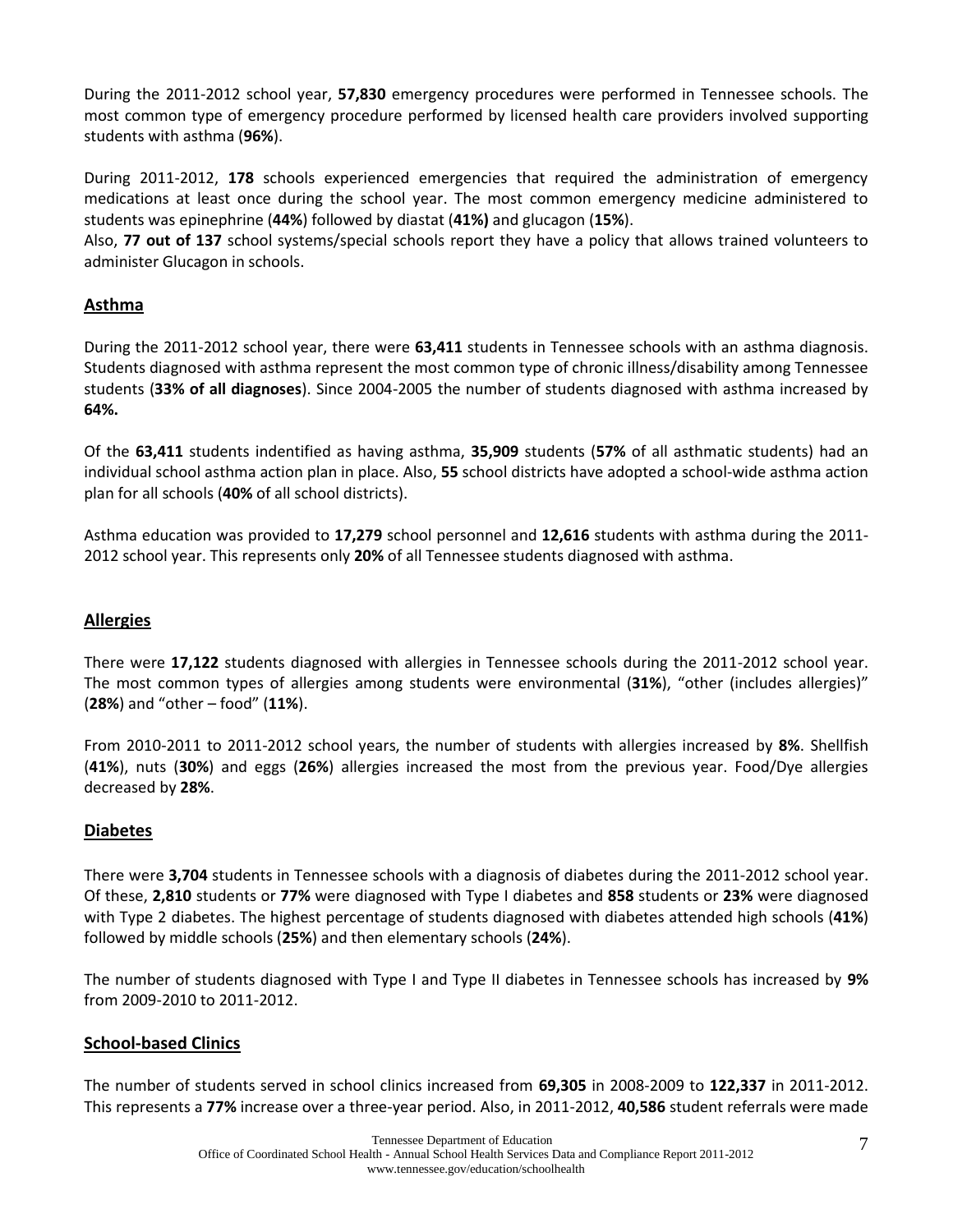During the 2011-2012 school year, **57,830** emergency procedures were performed in Tennessee schools. The most common type of emergency procedure performed by licensed health care providers involved supporting students with asthma (**96%**).

During 2011-2012, **178** schools experienced emergencies that required the administration of emergency medications at least once during the school year. The most common emergency medicine administered to students was epinephrine (**44%**) followed by diastat (**41%)** and glucagon (**15%**).

Also, **77 out of 137** school systems/special schools report they have a policy that allows trained volunteers to administer Glucagon in schools.

## Asthma

During the 2011-2012 school year, there were **63,411** students in Tennessee schools with an asthma diagnosis. Students diagnosed with asthma represent the most common type of chronic illness/disability among Tennessee students (**33% of all diagnoses**). Since 2004-2005 the number of students diagnosed with asthma increased by **64%.**

Of the **63,411** students indentified as having asthma, **35,909** students (**57%** of all asthmatic students) had an individual school asthma action plan in place. Also, **55** school districts have adopted a school-wide asthma action plan for all schools (**40%** of all school districts).

Asthma education was provided to **17,279** school personnel and **12,616** students with asthma during the 2011-2012 school year. This represents only **20%** of all Tennessee students diagnosed with asthma.

## Allergies

There were **17,122** students diagnosed with allergies in Tennessee schools during the 2011-2012 school year. The most common types of allergies among students were environmental (**31%**), "other (includes allergies)" (**28%**) and "other – food" (**11%**).

From 2010-2011 to 2011-2012 school years, the number of students with allergies increased by **8%**. Shellfish (**41%**), nuts (**30%**) and eggs (**26%**) allergies increased the most from the previous year. Food/Dye allergies decreased by **28%**.

## Diabetes

There were **3,704** students in Tennessee schools with a diagnosis of diabetes during the 2011-2012 school year. Of these, **2,810** students or **77%** were diagnosed with Type I diabetes and **858** students or **23%** were diagnosed with Type 2 diabetes. The highest percentage of students diagnosed with diabetes attended high schools (**41%**) followed by middle schools (**25%**) and then elementary schools (**24%**).

The number of students diagnosed with Type I and Type II diabetes in Tennessee schools has increased by **9%** from 2009-2010 to 2011-2012.

## School-based Clinics

The number of students served in school clinics increased from **69,305** in 2008-2009 to **122,337** in 2011-2012. This represents a **77%** increase over a three-year period. Also, in 2011-2012, **40,586** student referrals were made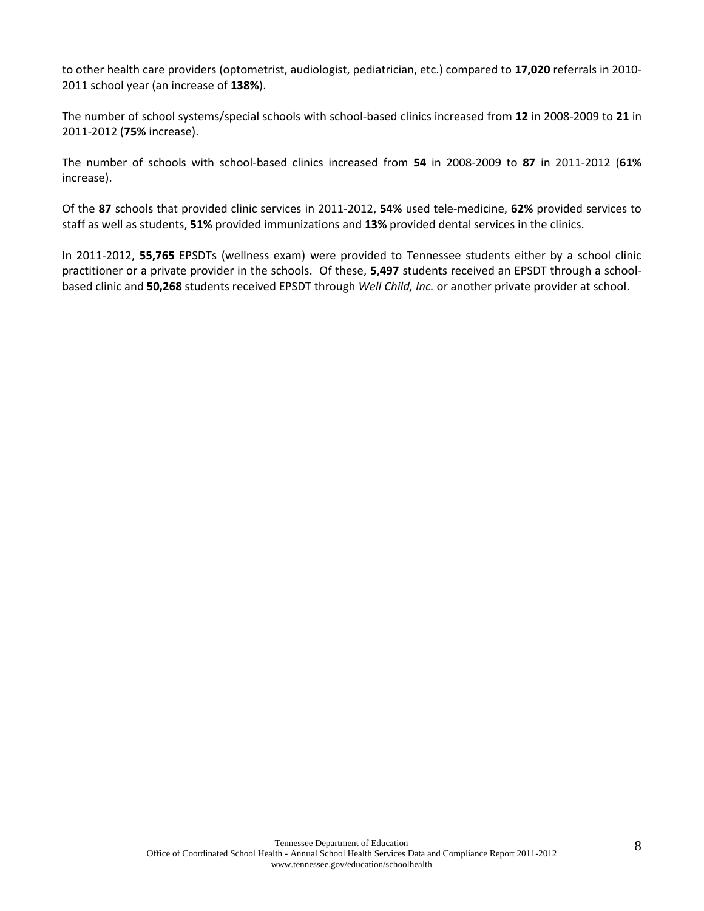to other health care providers (optometrist, audiologist, pediatrician, etc.) compared to **17,020** referrals in 2010-2011 school year (an increase of **138%**).

The number of school systems/special schools with school-based clinics increased from **12** in 2008-2009 to **21** in 2011-2012 (**75%** increase).

The number of schools with school-based clinics increased from **54** in 2008-2009 to **87** in 2011-2012 (**61%** increase).

Of the **87** schools that provided clinic services in 2011-2012, **54%** used tele-medicine, **62%** provided services to staff as well as students, **51%** provided immunizations and **13%** provided dental services in the clinics.

In 2011-2012, **55,765** EPSDTs (wellness exam) were provided to Tennessee students either by a school clinic practitioner or a private provider in the schools. Of these, **5,497** students received an EPSDT through a school-based clinic and **50,268** students received EPSDT through *Well Child, Inc.* or another private provider at school.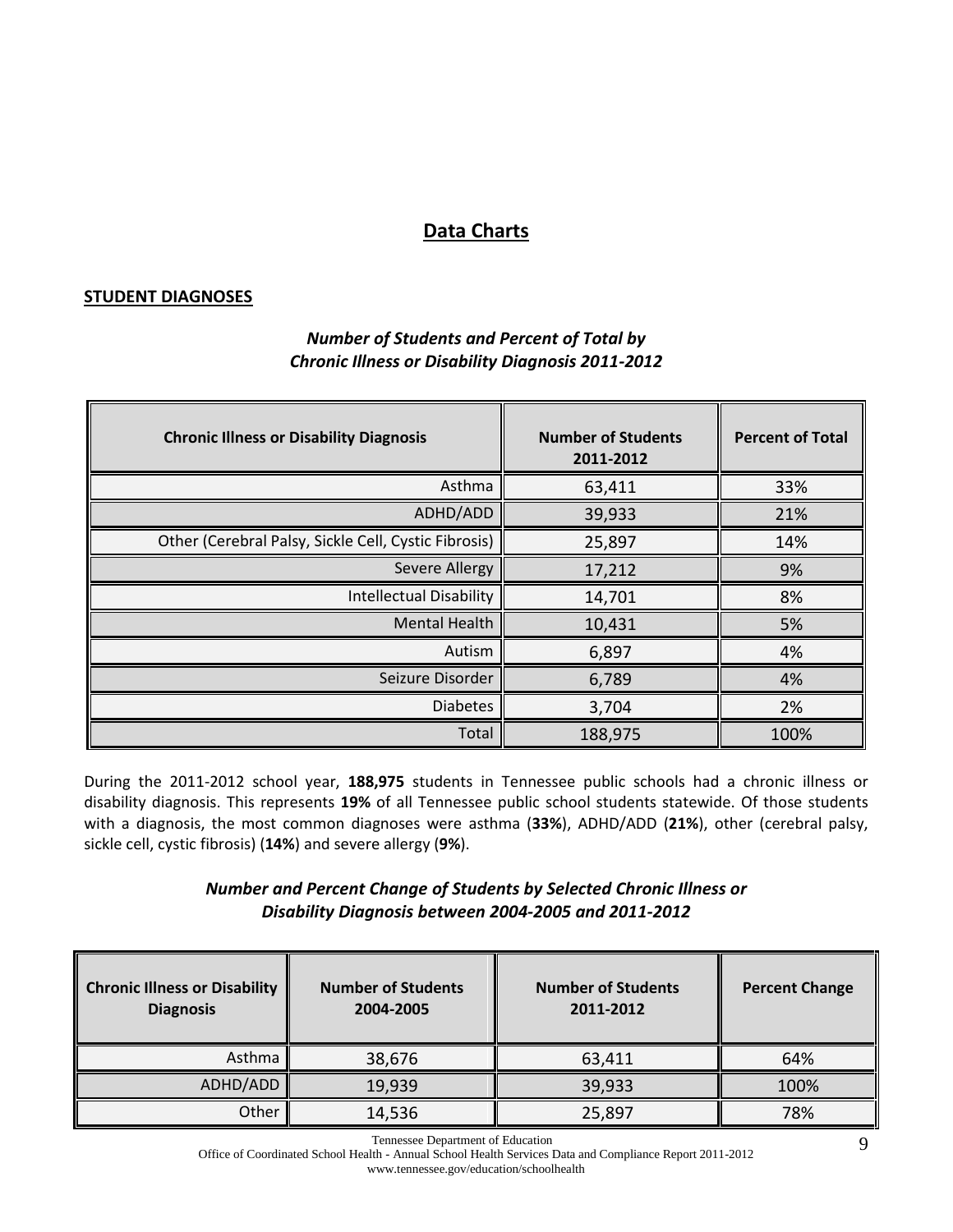## Data Charts

### STUDENT DIAGNOSES

***Number of Students and Percent of Total by Chronic Illness or Disability Diagnosis 2011-2012***

| Chronic Illness or Disability Diagnosis | Number of Students 2011-2012 | Percent of Total |
|---|---|---|
| Asthma | 63,411 | 33% |
| ADHD/ADD | 39,933 | 21% |
| Other (Cerebral Palsy, Sickle Cell, Cystic Fibrosis) | 25,897 | 14% |
| Severe Allergy | 17,212 | 9% |
| Intellectual Disability | 14,701 | 8% |
| Mental Health | 10,431 | 5% |
| Autism | 6,897 | 4% |
| Seizure Disorder | 6,789 | 4% |
| Diabetes | 3,704 | 2% |
| Total | 188,975 | 100% |

During the 2011-2012 school year, **188,975** students in Tennessee public schools had a chronic illness or disability diagnosis. This represents **19%** of all Tennessee public school students statewide. Of those students with a diagnosis, the most common diagnoses were asthma (**33%**), ADHD/ADD (**21%**), other (cerebral palsy, sickle cell, cystic fibrosis) (**14%**) and severe allergy (**9%**).

***Number and Percent Change of Students by Selected Chronic Illness or Disability Diagnosis between 2004-2005 and 2011-2012***

| Chronic Illness or Disability Diagnosis | Number of Students 2004-2005 | Number of Students 2011-2012 | Percent Change |
|---|---|---|---|
| Asthma | 38,676 | 63,411 | 64% |
| ADHD/ADD | 19,939 | 39,933 | 100% |
| Other | 14,536 | 25,897 | 78% |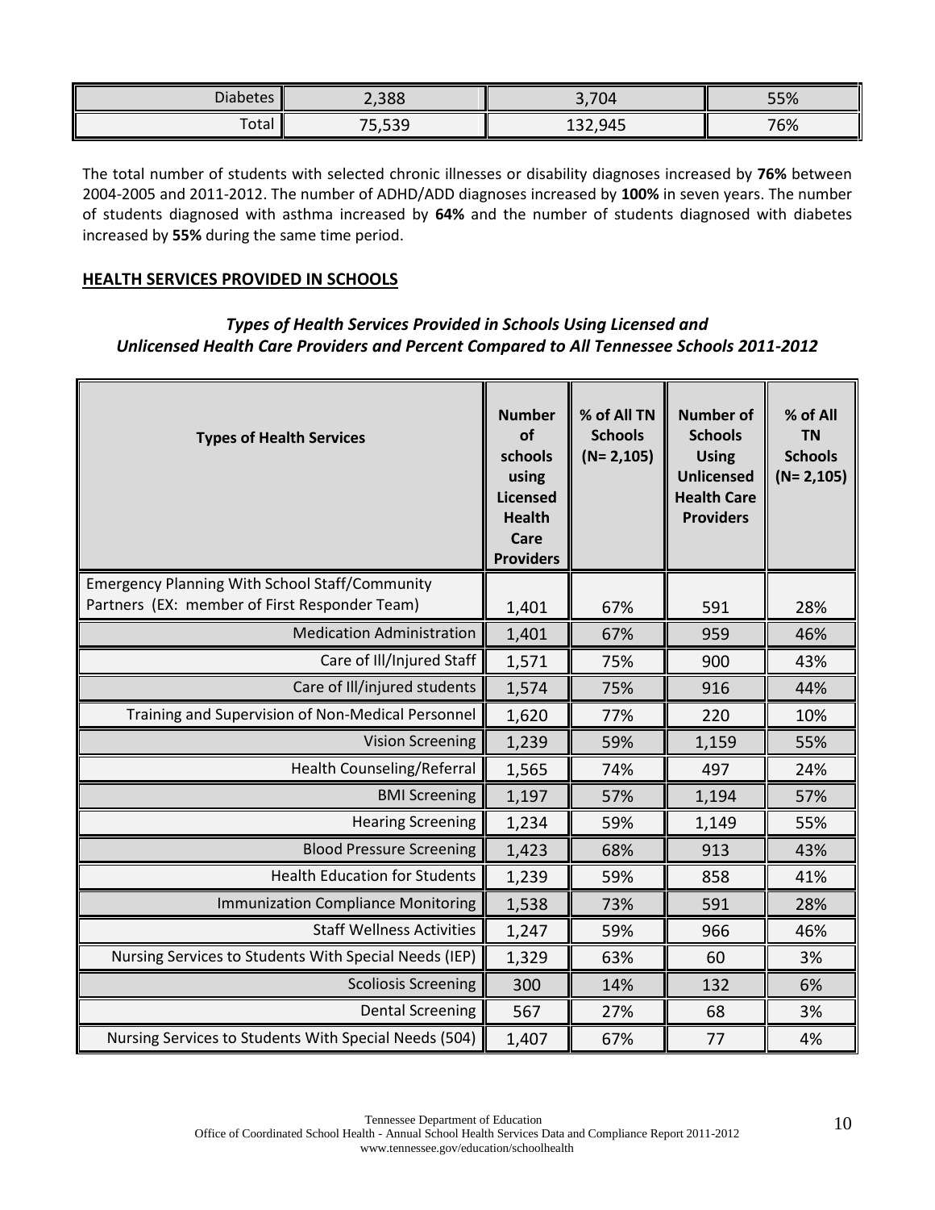| Diabetes | 2,388 | 3,704 | 55% |
| --- | --- | --- | --- |
| Total | 75,539 | 132,945 | 76% |

The total number of students with selected chronic illnesses or disability diagnoses increased by **76%** between 2004-2005 and 2011-2012. The number of ADHD/ADD diagnoses increased by **100%** in seven years. The number of students diagnosed with asthma increased by **64%** and the number of students diagnosed with diabetes increased by **55%** during the same time period.

## HEALTH SERVICES PROVIDED IN SCHOOLS

### *Types of Health Services Provided in Schools Using Licensed and Unlicensed Health Care Providers and Percent Compared to All Tennessee Schools 2011-2012*

| Types of Health Services | Number of schools using Licensed Health Care Providers | % of All TN Schools (N= 2,105) | Number of Schools Using Unlicensed Health Care Providers | % of All TN Schools (N= 2,105) |
| --- | --- | --- | --- | --- |
| Emergency Planning With School Staff/Community Partners (EX: member of First Responder Team) | 1,401 | 67% | 591 | 28% |
| Medication Administration | 1,401 | 67% | 959 | 46% |
| Care of Ill/Injured Staff | 1,571 | 75% | 900 | 43% |
| Care of Ill/injured students | 1,574 | 75% | 916 | 44% |
| Training and Supervision of Non-Medical Personnel | 1,620 | 77% | 220 | 10% |
| Vision Screening | 1,239 | 59% | 1,159 | 55% |
| Health Counseling/Referral | 1,565 | 74% | 497 | 24% |
| BMI Screening | 1,197 | 57% | 1,194 | 57% |
| Hearing Screening | 1,234 | 59% | 1,149 | 55% |
| Blood Pressure Screening | 1,423 | 68% | 913 | 43% |
| Health Education for Students | 1,239 | 59% | 858 | 41% |
| Immunization Compliance Monitoring | 1,538 | 73% | 591 | 28% |
| Staff Wellness Activities | 1,247 | 59% | 966 | 46% |
| Nursing Services to Students With Special Needs (IEP) | 1,329 | 63% | 60 | 3% |
| Scoliosis Screening | 300 | 14% | 132 | 6% |
| Dental Screening | 567 | 27% | 68 | 3% |
| Nursing Services to Students With Special Needs (504) | 1,407 | 67% | 77 | 4% |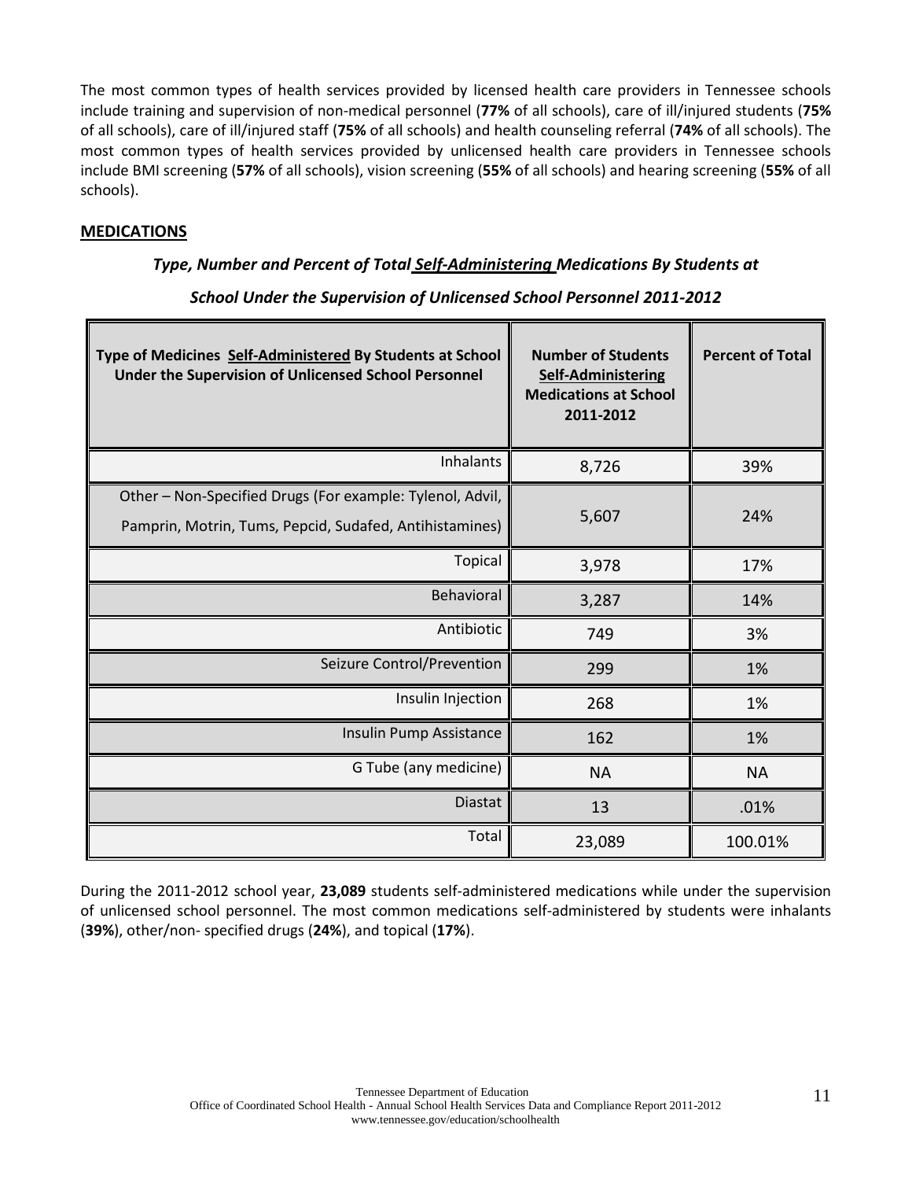The most common types of health services provided by licensed health care providers in Tennessee schools include training and supervision of non-medical personnel (**77%** of all schools), care of ill/injured students (**75%** of all schools), care of ill/injured staff (**75%** of all schools) and health counseling referral (**74%** of all schools). The most common types of health services provided by unlicensed health care providers in Tennessee schools include BMI screening (**57%** of all schools), vision screening (**55%** of all schools) and hearing screening (**55%** of all schools).

## MEDICATIONS

***Type, Number and Percent of Total Self-Administering Medications By Students at School Under the Supervision of Unlicensed School Personnel 2011-2012***

| Type of Medicines Self-Administered By Students at School Under the Supervision of Unlicensed School Personnel | Number of Students Self-Administering Medications at School 2011-2012 | Percent of Total |
|---|---|---|
| Inhalants | 8,726 | 39% |
| Other – Non-Specified Drugs (For example: Tylenol, Advil, Pamprin, Motrin, Tums, Pepcid, Sudafed, Antihistamines) | 5,607 | 24% |
| Topical | 3,978 | 17% |
| Behavioral | 3,287 | 14% |
| Antibiotic | 749 | 3% |
| Seizure Control/Prevention | 299 | 1% |
| Insulin Injection | 268 | 1% |
| Insulin Pump Assistance | 162 | 1% |
| G Tube (any medicine) | NA | NA |
| Diastat | 13 | .01% |
| Total | 23,089 | 100.01% |

During the 2011-2012 school year, **23,089** students self-administered medications while under the supervision of unlicensed school personnel. The most common medications self-administered by students were inhalants (**39%**), other/non- specified drugs (**24%**), and topical (**17%**).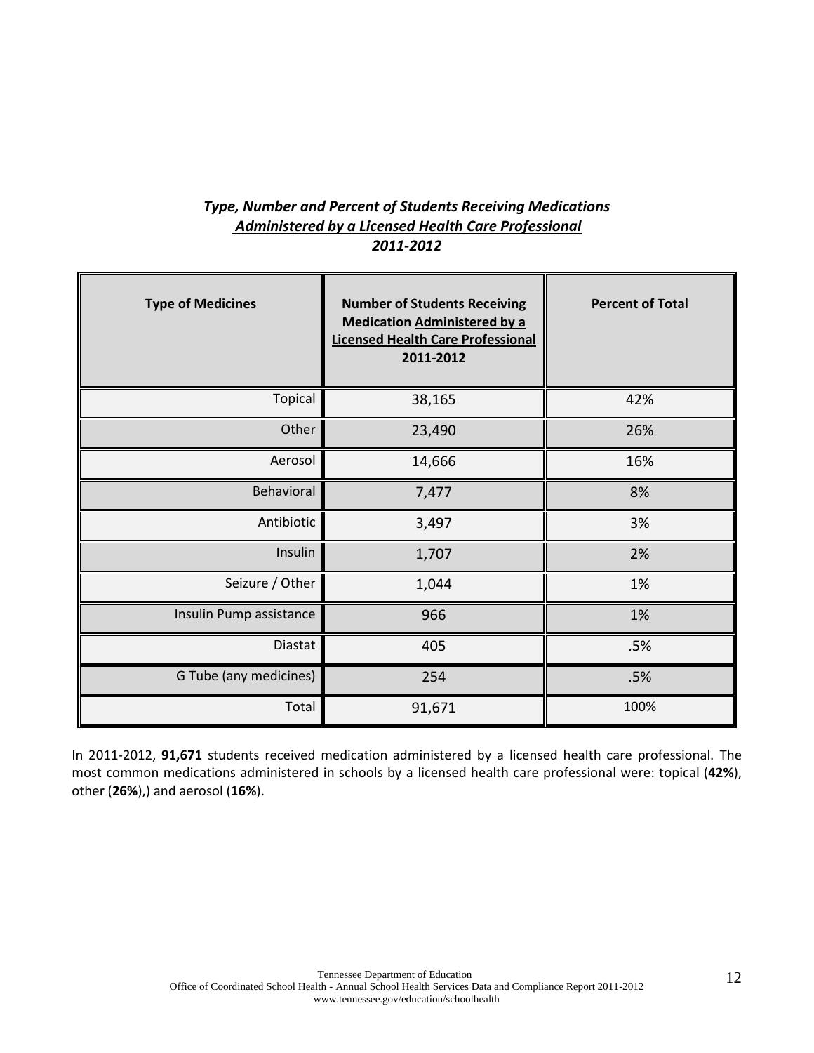### *Type, Number and Percent of Students Receiving Medications* *Administered by a Licensed Health Care Professional* *2011-2012*

| Type of Medicines | Number of Students Receiving Medication Administered by a Licensed Health Care Professional 2011-2012 | Percent of Total |
|---|---|---|
| Topical | 38,165 | 42% |
| Other | 23,490 | 26% |
| Aerosol | 14,666 | 16% |
| Behavioral | 7,477 | 8% |
| Antibiotic | 3,497 | 3% |
| Insulin | 1,707 | 2% |
| Seizure / Other | 1,044 | 1% |
| Insulin Pump assistance | 966 | 1% |
| Diastat | 405 | .5% |
| G Tube (any medicines) | 254 | .5% |
| Total | 91,671 | 100% |

In 2011-2012, **91,671** students received medication administered by a licensed health care professional. The most common medications administered in schools by a licensed health care professional were: topical (**42%**), other (**26%**),) and aerosol (**16%**).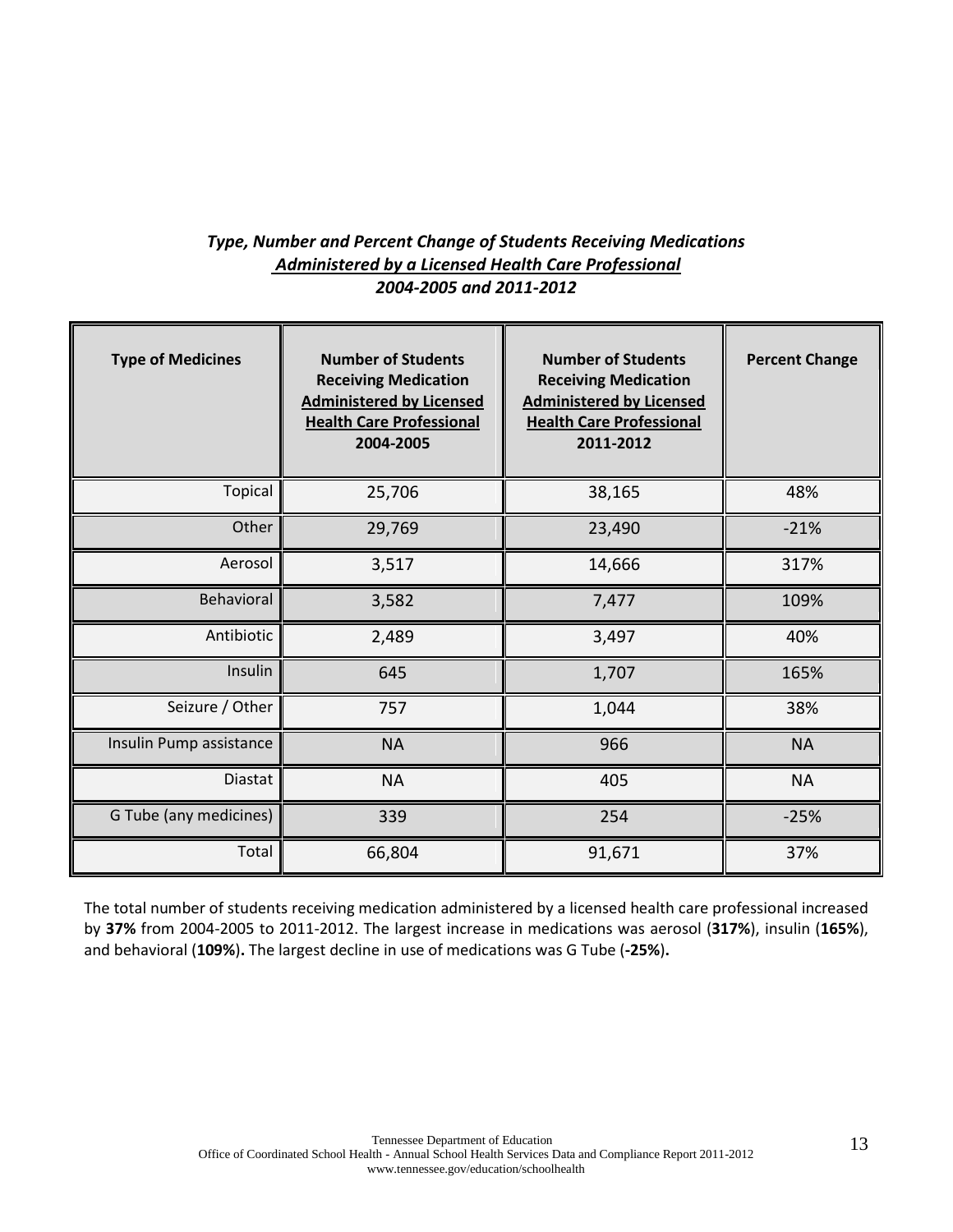### *Type, Number and Percent Change of Students Receiving Medications* ***Administered by a Licensed Health Care Professional*** *2004-2005 and 2011-2012*

| Type of Medicines | Number of Students Receiving Medication Administered by Licensed Health Care Professional 2004-2005 | Number of Students Receiving Medication Administered by Licensed Health Care Professional 2011-2012 | Percent Change |
|---|---|---|---|
| Topical | 25,706 | 38,165 | 48% |
| Other | 29,769 | 23,490 | -21% |
| Aerosol | 3,517 | 14,666 | 317% |
| Behavioral | 3,582 | 7,477 | 109% |
| Antibiotic | 2,489 | 3,497 | 40% |
| Insulin | 645 | 1,707 | 165% |
| Seizure / Other | 757 | 1,044 | 38% |
| Insulin Pump assistance | NA | 966 | NA |
| Diastat | NA | 405 | NA |
| G Tube (any medicines) | 339 | 254 | -25% |
| Total | 66,804 | 91,671 | 37% |

The total number of students receiving medication administered by a licensed health care professional increased by **37%** from 2004-2005 to 2011-2012. The largest increase in medications was aerosol (**317%**), insulin (**165%**), and behavioral (**109%**)**.** The largest decline in use of medications was G Tube (**-25%**)**.**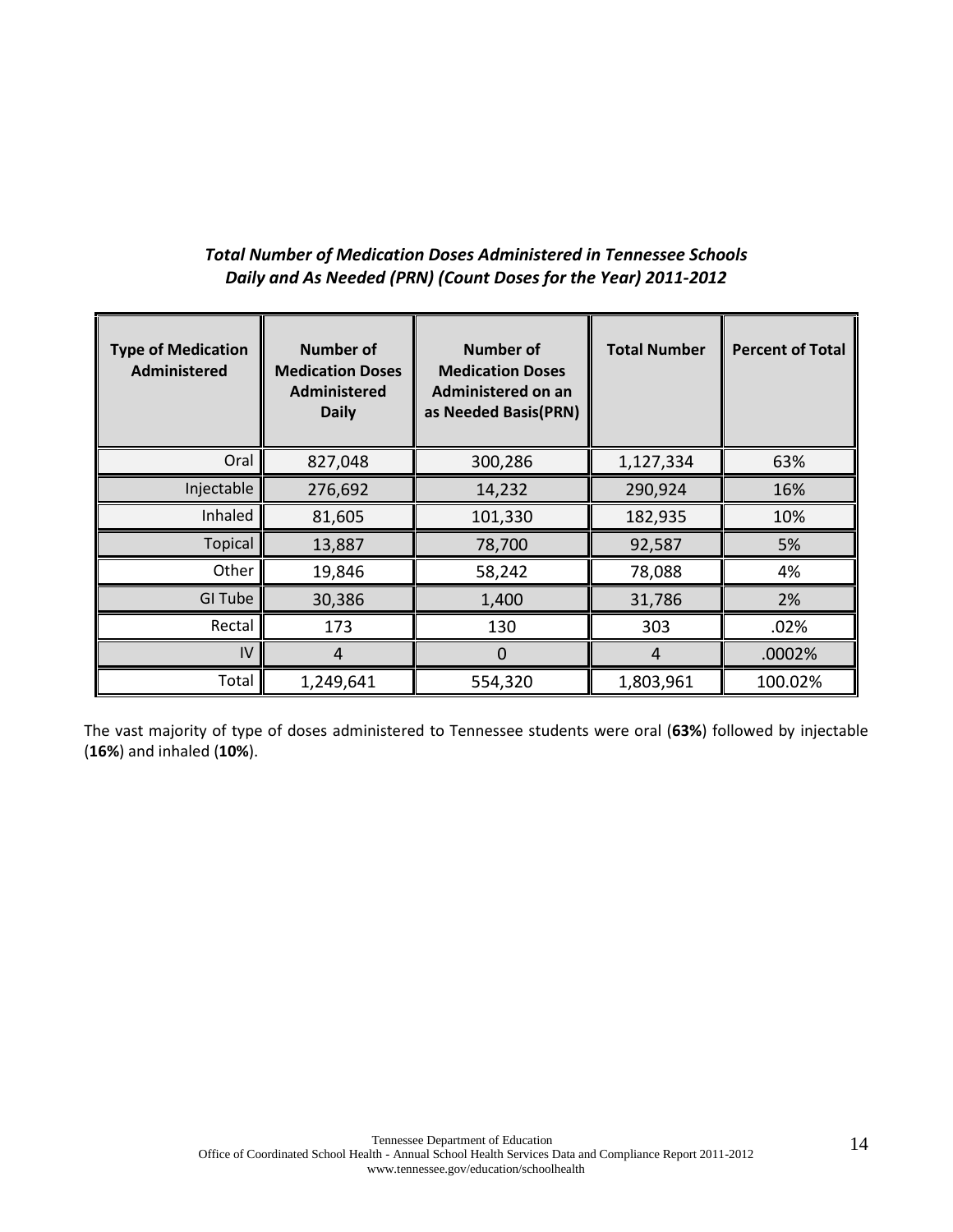***Total Number of Medication Doses Administered in Tennessee Schools Daily and As Needed (PRN) (Count Doses for the Year) 2011-2012***

| Type of Medication Administered | Number of Medication Doses Administered Daily | Number of Medication Doses Administered on an as Needed Basis(PRN) | Total Number | Percent of Total |
|---|---|---|---|---|
| Oral | 827,048 | 300,286 | 1,127,334 | 63% |
| Injectable | 276,692 | 14,232 | 290,924 | 16% |
| Inhaled | 81,605 | 101,330 | 182,935 | 10% |
| Topical | 13,887 | 78,700 | 92,587 | 5% |
| Other | 19,846 | 58,242 | 78,088 | 4% |
| GI Tube | 30,386 | 1,400 | 31,786 | 2% |
| Rectal | 173 | 130 | 303 | .02% |
| IV | 4 | 0 | 4 | .0002% |
| Total | 1,249,641 | 554,320 | 1,803,961 | 100.02% |

The vast majority of type of doses administered to Tennessee students were oral (**63%**) followed by injectable (**16%**) and inhaled (**10%**).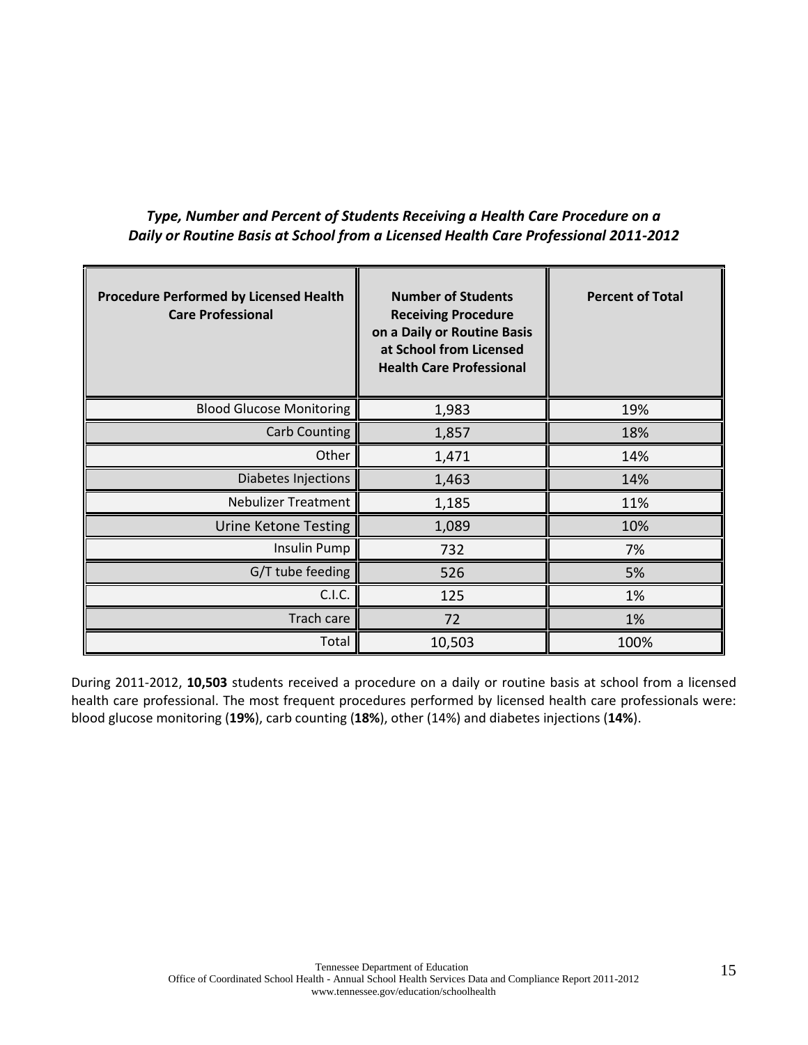***Type, Number and Percent of Students Receiving a Health Care Procedure on a Daily or Routine Basis at School from a Licensed Health Care Professional 2011-2012***

| Procedure Performed by Licensed Health Care Professional | Number of Students Receiving Procedure on a Daily or Routine Basis at School from Licensed Health Care Professional | Percent of Total |
|---|---|---|
| Blood Glucose Monitoring | 1,983 | 19% |
| Carb Counting | 1,857 | 18% |
| Other | 1,471 | 14% |
| Diabetes Injections | 1,463 | 14% |
| Nebulizer Treatment | 1,185 | 11% |
| Urine Ketone Testing | 1,089 | 10% |
| Insulin Pump | 732 | 7% |
| G/T tube feeding | 526 | 5% |
| C.I.C. | 125 | 1% |
| Trach care | 72 | 1% |
| Total | 10,503 | 100% |

During 2011-2012, **10,503** students received a procedure on a daily or routine basis at school from a licensed health care professional. The most frequent procedures performed by licensed health care professionals were: blood glucose monitoring (**19%**), carb counting (**18%**), other (14%) and diabetes injections (**14%**).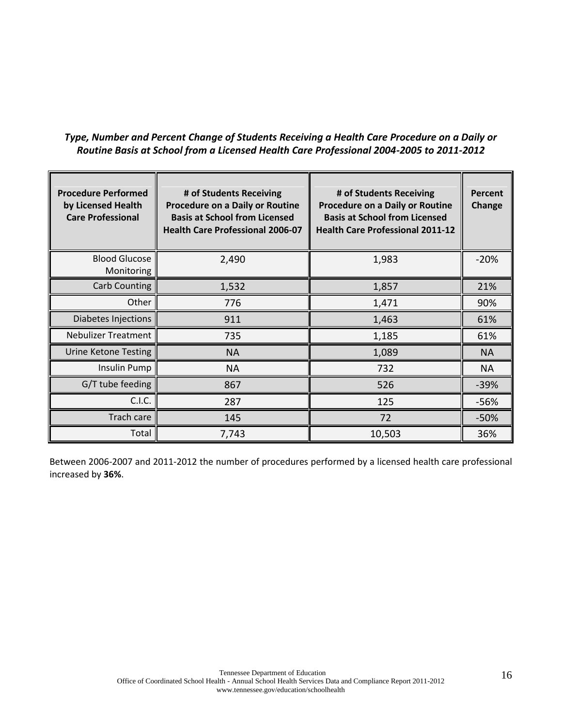***Type, Number and Percent Change of Students Receiving a Health Care Procedure on a Daily or Routine Basis at School from a Licensed Health Care Professional 2004-2005 to 2011-2012***

| Procedure Performed by Licensed Health Care Professional | # of Students Receiving Procedure on a Daily or Routine Basis at School from Licensed Health Care Professional 2006-07 | # of Students Receiving Procedure on a Daily or Routine Basis at School from Licensed Health Care Professional 2011-12 | Percent Change |
|---|---|---|---|
| Blood Glucose Monitoring | 2,490 | 1,983 | -20% |
| Carb Counting | 1,532 | 1,857 | 21% |
| Other | 776 | 1,471 | 90% |
| Diabetes Injections | 911 | 1,463 | 61% |
| Nebulizer Treatment | 735 | 1,185 | 61% |
| Urine Ketone Testing | NA | 1,089 | NA |
| Insulin Pump | NA | 732 | NA |
| G/T tube feeding | 867 | 526 | -39% |
| C.I.C. | 287 | 125 | -56% |
| Trach care | 145 | 72 | -50% |
| Total | 7,743 | 10,503 | 36% |

Between 2006-2007 and 2011-2012 the number of procedures performed by a licensed health care professional increased by **36%**.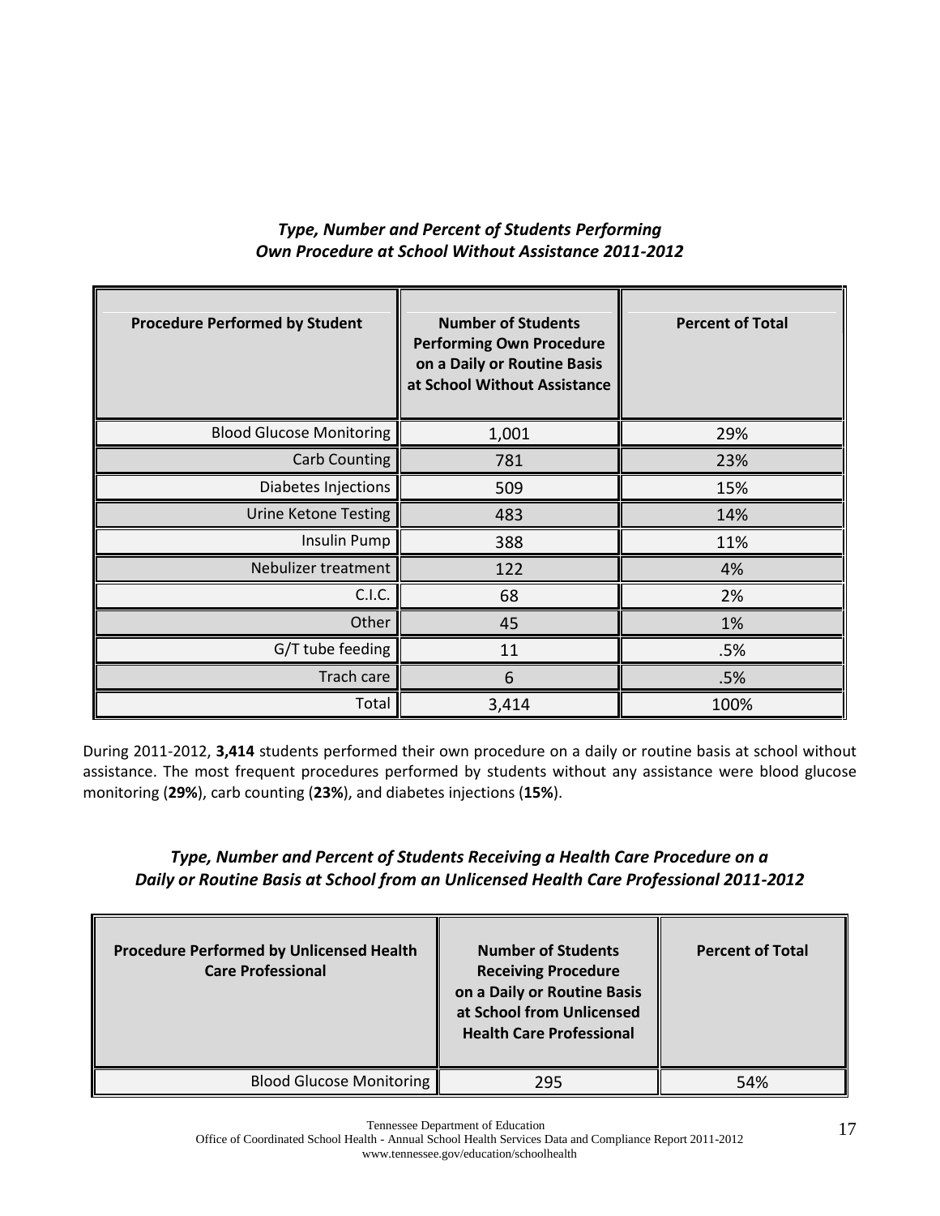### *Type, Number and Percent of Students Performing Own Procedure at School Without Assistance 2011-2012*

| Procedure Performed by Student | Number of Students Performing Own Procedure on a Daily or Routine Basis at School Without Assistance | Percent of Total |
|---|---|---|
| Blood Glucose Monitoring | 1,001 | 29% |
| Carb Counting | 781 | 23% |
| Diabetes Injections | 509 | 15% |
| Urine Ketone Testing | 483 | 14% |
| Insulin Pump | 388 | 11% |
| Nebulizer treatment | 122 | 4% |
| C.I.C. | 68 | 2% |
| Other | 45 | 1% |
| G/T tube feeding | 11 | .5% |
| Trach care | 6 | .5% |
| Total | 3,414 | 100% |

During 2011-2012, **3,414** students performed their own procedure on a daily or routine basis at school without assistance. The most frequent procedures performed by students without any assistance were blood glucose monitoring (**29%**), carb counting (**23%**), and diabetes injections (**15%**).

### *Type, Number and Percent of Students Receiving a Health Care Procedure on a Daily or Routine Basis at School from an Unlicensed Health Care Professional 2011-2012*

| Procedure Performed by Unlicensed Health Care Professional | Number of Students Receiving Procedure on a Daily or Routine Basis at School from Unlicensed Health Care Professional | Percent of Total |
|---|---|---|
| Blood Glucose Monitoring | 295 | 54% |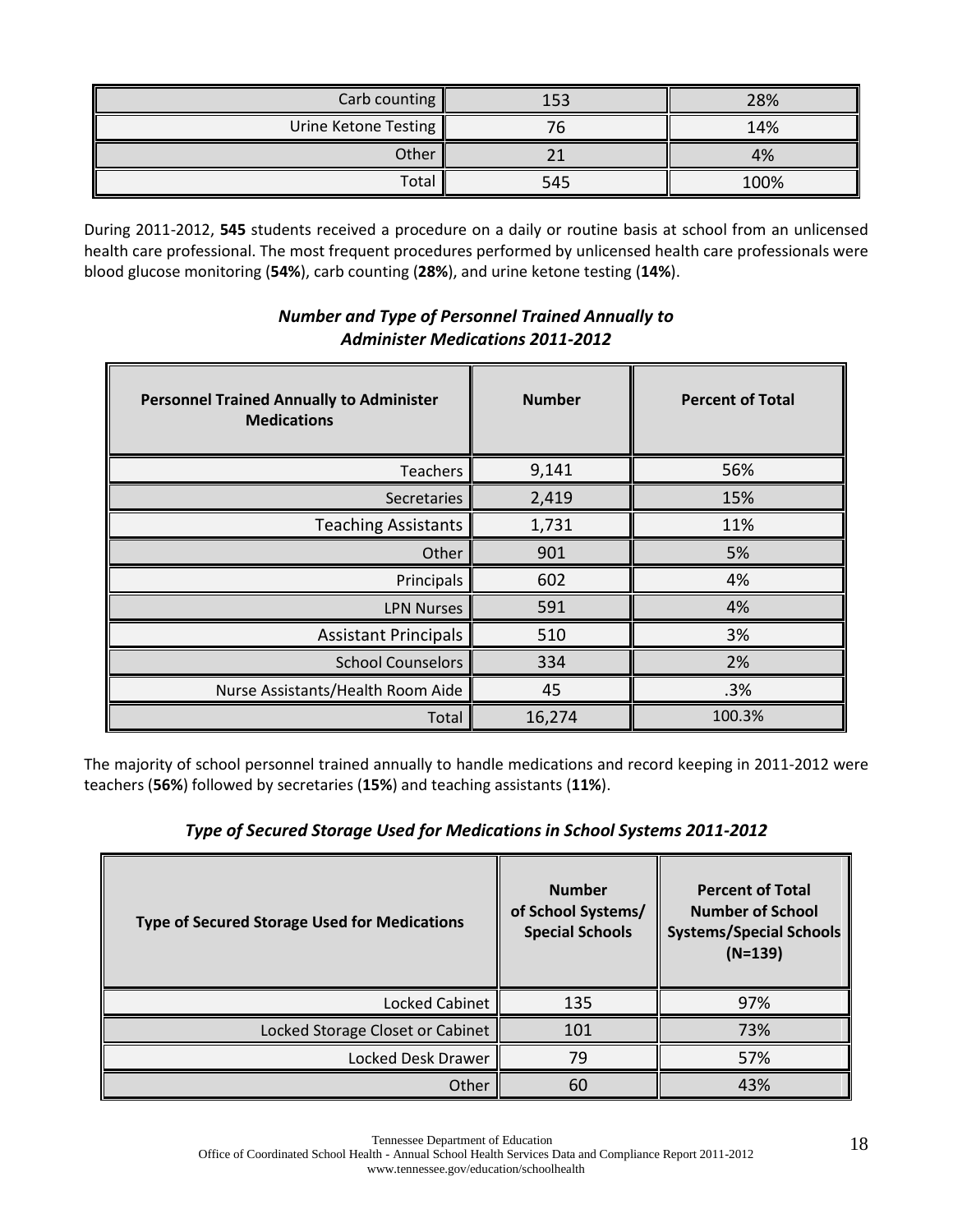| | | |
|---|---|---|
| Carb counting | 153 | 28% |
| Urine Ketone Testing | 76 | 14% |
| Other | 21 | 4% |
| Total | 545 | 100% |

During 2011-2012, **545** students received a procedure on a daily or routine basis at school from an unlicensed health care professional. The most frequent procedures performed by unlicensed health care professionals were blood glucose monitoring (**54%**), carb counting (**28%**), and urine ketone testing (**14%**).

### *Number and Type of Personnel Trained Annually to Administer Medications 2011-2012*

| Personnel Trained Annually to Administer Medications | Number | Percent of Total |
|---|---|---|
| Teachers | 9,141 | 56% |
| Secretaries | 2,419 | 15% |
| Teaching Assistants | 1,731 | 11% |
| Other | 901 | 5% |
| Principals | 602 | 4% |
| LPN Nurses | 591 | 4% |
| Assistant Principals | 510 | 3% |
| School Counselors | 334 | 2% |
| Nurse Assistants/Health Room Aide | 45 | .3% |
| Total | 16,274 | 100.3% |

The majority of school personnel trained annually to handle medications and record keeping in 2011-2012 were teachers (**56%**) followed by secretaries (**15%**) and teaching assistants (**11%**).

### *Type of Secured Storage Used for Medications in School Systems 2011-2012*

| Type of Secured Storage Used for Medications | Number of School Systems/ Special Schools | Percent of Total Number of School Systems/Special Schools (N=139) |
|---|---|---|
| Locked Cabinet | 135 | 97% |
| Locked Storage Closet or Cabinet | 101 | 73% |
| Locked Desk Drawer | 79 | 57% |
| Other | 60 | 43% |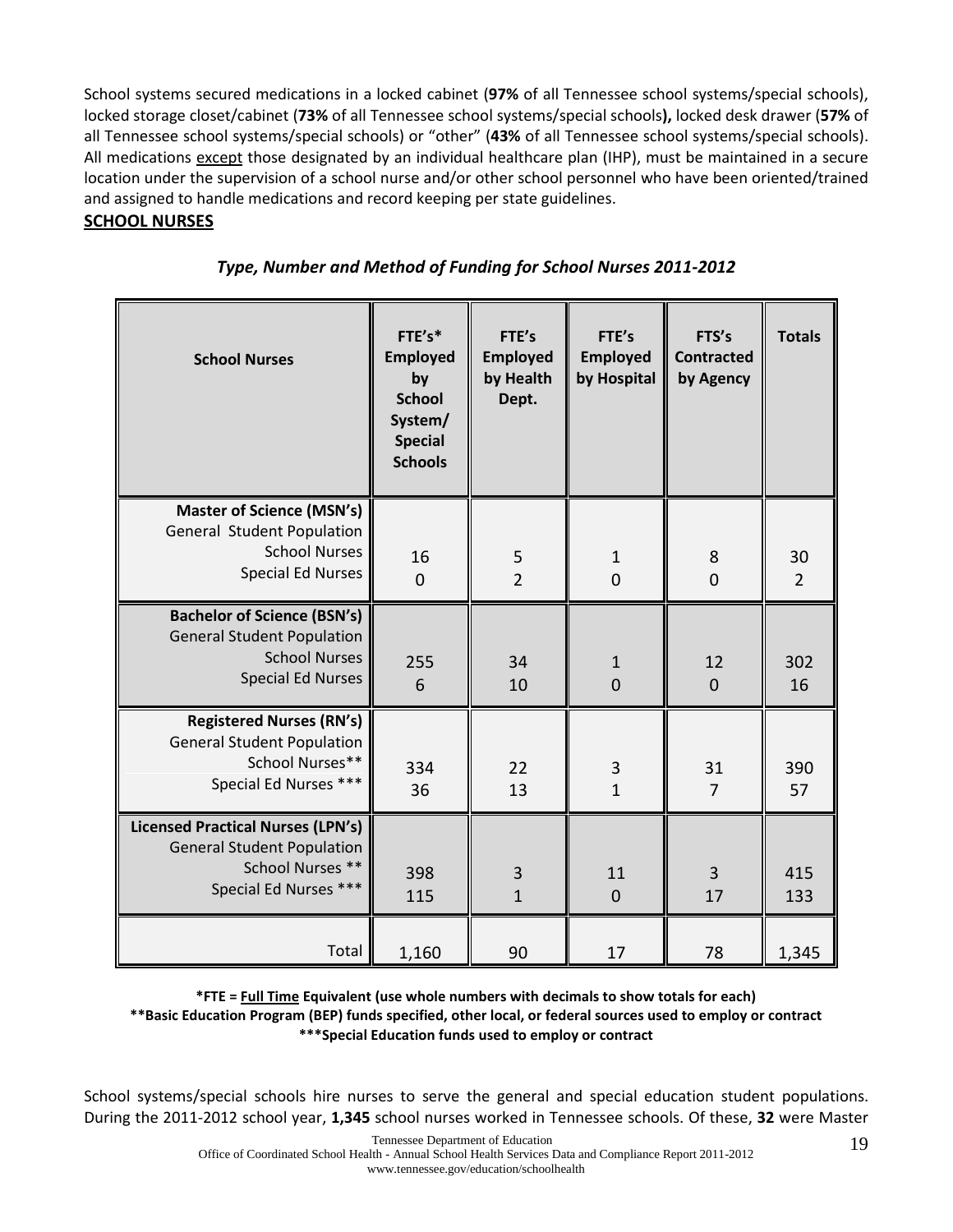School systems secured medications in a locked cabinet (**97%** of all Tennessee school systems/special schools), locked storage closet/cabinet (**73%** of all Tennessee school systems/special schools**),** locked desk drawer (**57%** of all Tennessee school systems/special schools) or "other" (**43%** of all Tennessee school systems/special schools). All medications except those designated by an individual healthcare plan (IHP), must be maintained in a secure location under the supervision of a school nurse and/or other school personnel who have been oriented/trained and assigned to handle medications and record keeping per state guidelines.

## SCHOOL NURSES

***Type, Number and Method of Funding for School Nurses 2011-2012***

| School Nurses | FTE's* Employed by School System/ Special Schools | FTE's Employed by Health Dept. | FTE's Employed by Hospital | FTS's Contracted by Agency | Totals |
|---|---|---|---|---|---|
| **Master of Science (MSN's)** General Student Population School Nurses | 16 | 5 | 1 | 8 | 30 |
| Special Ed Nurses | 0 | 2 | 0 | 0 | 2 |
| **Bachelor of Science (BSN's)** General Student Population School Nurses | 255 | 34 | 1 | 12 | 302 |
| Special Ed Nurses | 6 | 10 | 0 | 0 | 16 |
| **Registered Nurses (RN's)** General Student Population School Nurses** | 334 | 22 | 3 | 31 | 390 |
| Special Ed Nurses *** | 36 | 13 | 1 | 7 | 57 |
| **Licensed Practical Nurses (LPN's)** General Student Population School Nurses ** | 398 | 3 | 11 | 3 | 415 |
| Special Ed Nurses *** | 115 | 1 | 0 | 17 | 133 |
| Total | 1,160 | 90 | 17 | 78 | 1,345 |

**\*FTE = Full Time Equivalent (use whole numbers with decimals to show totals for each)**
**\*\*Basic Education Program (BEP) funds specified, other local, or federal sources used to employ or contract**
**\*\*\*Special Education funds used to employ or contract**

School systems/special schools hire nurses to serve the general and special education student populations. During the 2011-2012 school year, **1,345** school nurses worked in Tennessee schools. Of these, **32** were Master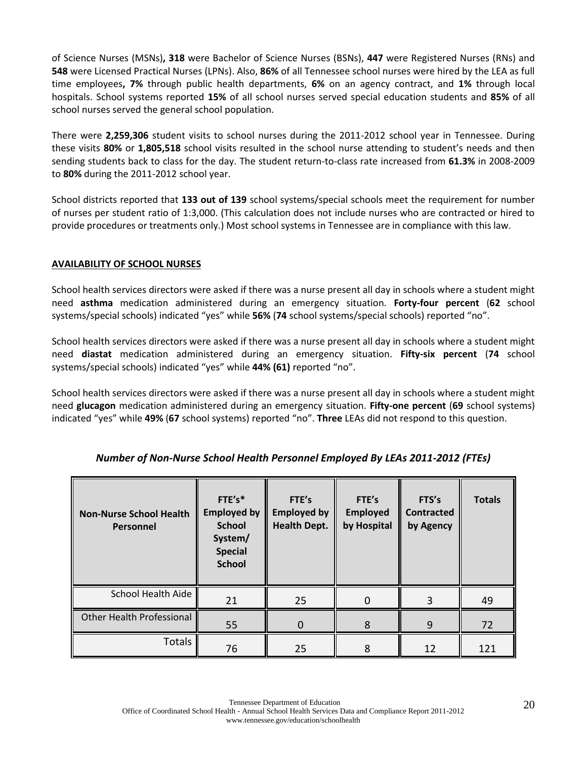of Science Nurses (MSNs)**, 318** were Bachelor of Science Nurses (BSNs), **447** were Registered Nurses (RNs) and **548** were Licensed Practical Nurses (LPNs). Also, **86%** of all Tennessee school nurses were hired by the LEA as full time employees**, 7%** through public health departments, **6%** on an agency contract, and **1%** through local hospitals. School systems reported **15%** of all school nurses served special education students and **85%** of all school nurses served the general school population.

There were **2,259,306** student visits to school nurses during the 2011-2012 school year in Tennessee. During these visits **80%** or **1,805,518** school visits resulted in the school nurse attending to student's needs and then sending students back to class for the day. The student return-to-class rate increased from **61.3%** in 2008-2009 to **80%** during the 2011-2012 school year.

School districts reported that **133 out of 139** school systems/special schools meet the requirement for number of nurses per student ratio of 1:3,000. (This calculation does not include nurses who are contracted or hired to provide procedures or treatments only.) Most school systems in Tennessee are in compliance with this law.

## AVAILABILITY OF SCHOOL NURSES

School health services directors were asked if there was a nurse present all day in schools where a student might need **asthma** medication administered during an emergency situation. **Forty-four percent** (**62** school systems/special schools) indicated "yes" while **56%** (**74** school systems/special schools) reported "no".

School health services directors were asked if there was a nurse present all day in schools where a student might need **diastat** medication administered during an emergency situation. **Fifty-six percent** (**74** school systems/special schools) indicated "yes" while **44% (61)** reported "no".

School health services directors were asked if there was a nurse present all day in schools where a student might need **glucagon** medication administered during an emergency situation. **Fifty-one percent** (**69** school systems) indicated "yes" while **49%** (**67** school systems) reported "no". **Three** LEAs did not respond to this question.

***Number of Non-Nurse School Health Personnel Employed By LEAs 2011-2012 (FTEs)***

| Non-Nurse School Health Personnel | FTE's* Employed by School System/ Special School | FTE's Employed by Health Dept. | FTE's Employed by Hospital | FTS's Contracted by Agency | Totals |
|---|---|---|---|---|---|
| School Health Aide | 21 | 25 | 0 | 3 | 49 |
| Other Health Professional | 55 | 0 | 8 | 9 | 72 |
| Totals | 76 | 25 | 8 | 12 | 121 |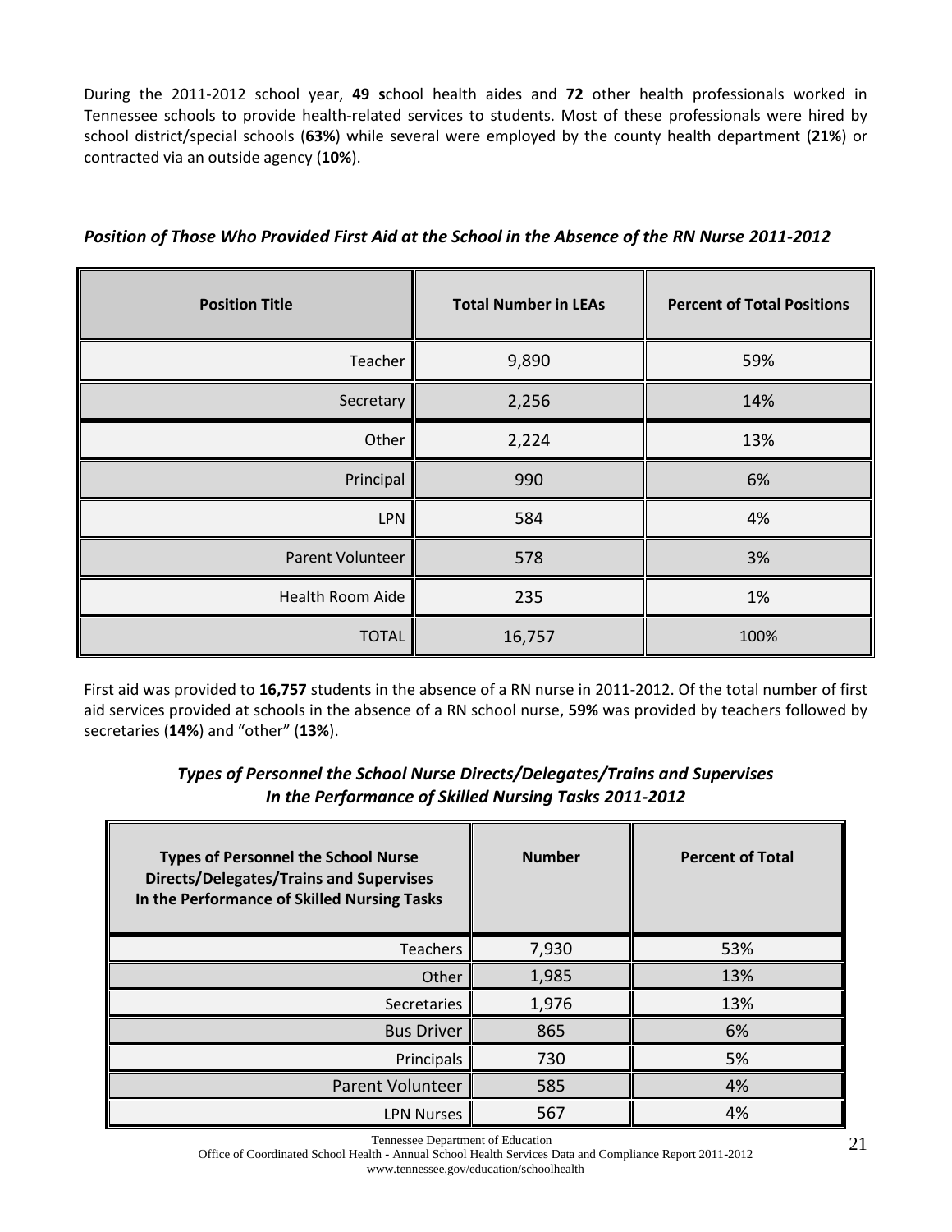During the 2011-2012 school year, **49 s**chool health aides and **72** other health professionals worked in Tennessee schools to provide health-related services to students. Most of these professionals were hired by school district/special schools (**63%**) while several were employed by the county health department (**21%**) or contracted via an outside agency (**10%**).

### *Position of Those Who Provided First Aid at the School in the Absence of the RN Nurse 2011-2012*

| Position Title | Total Number in LEAs | Percent of Total Positions |
|---:|:---:|:---:|
| Teacher | 9,890 | 59% |
| Secretary | 2,256 | 14% |
| Other | 2,224 | 13% |
| Principal | 990 | 6% |
| LPN | 584 | 4% |
| Parent Volunteer | 578 | 3% |
| Health Room Aide | 235 | 1% |
| TOTAL | 16,757 | 100% |

First aid was provided to **16,757** students in the absence of a RN nurse in 2011-2012. Of the total number of first aid services provided at schools in the absence of a RN school nurse, **59%** was provided by teachers followed by secretaries (**14%**) and "other" (**13%**).

### *Types of Personnel the School Nurse Directs/Delegates/Trains and Supervises In the Performance of Skilled Nursing Tasks 2011-2012*

| Types of Personnel the School Nurse Directs/Delegates/Trains and Supervises In the Performance of Skilled Nursing Tasks | Number | Percent of Total |
|---:|:---:|:---:|
| Teachers | 7,930 | 53% |
| Other | 1,985 | 13% |
| Secretaries | 1,976 | 13% |
| Bus Driver | 865 | 6% |
| Principals | 730 | 5% |
| Parent Volunteer | 585 | 4% |
| LPN Nurses | 567 | 4% |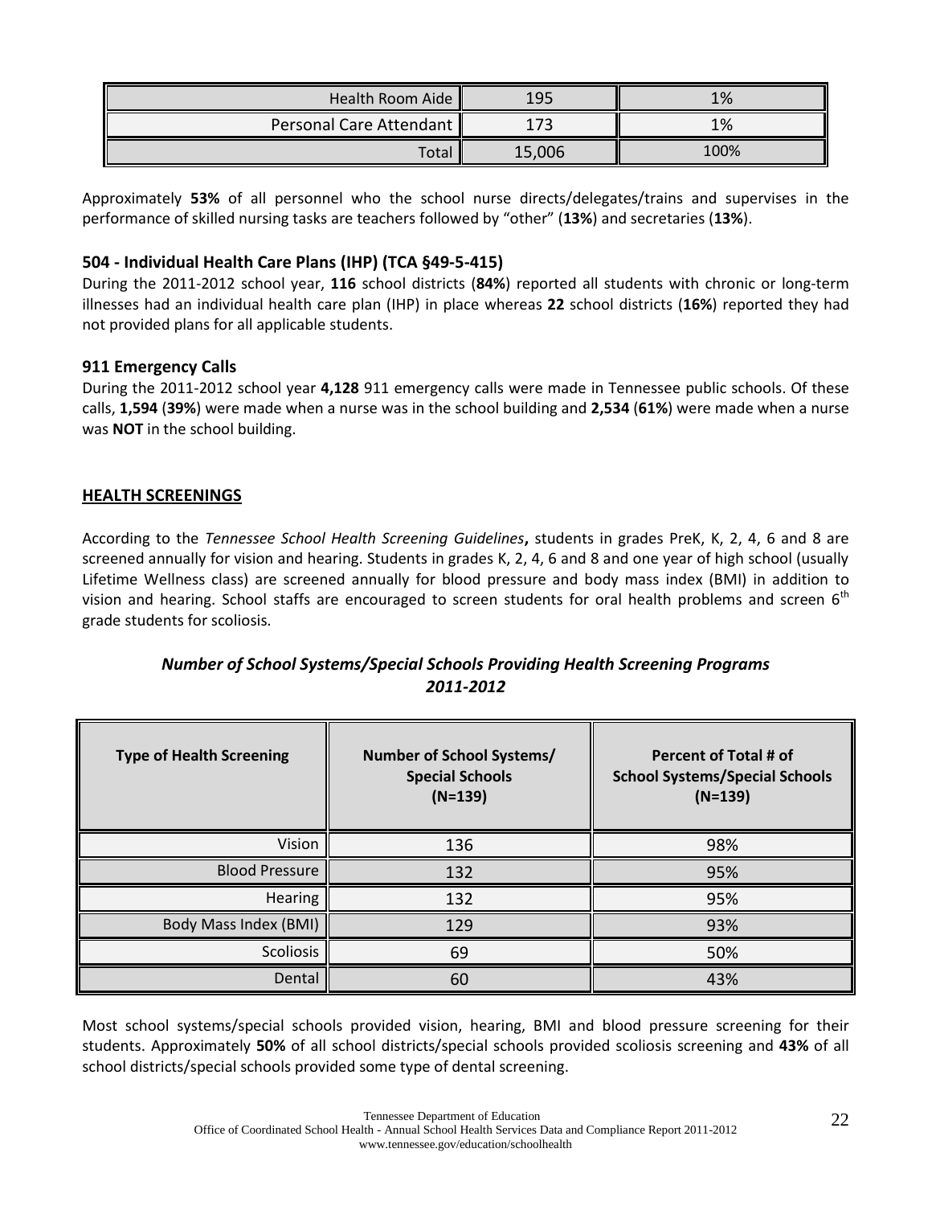| Health Room Aide | 195 | 1% |
|---|---|---|
| Personal Care Attendant | 173 | 1% |
| Total | 15,006 | 100% |

Approximately **53%** of all personnel who the school nurse directs/delegates/trains and supervises in the performance of skilled nursing tasks are teachers followed by "other" (**13%**) and secretaries (**13%**).

### 504 - Individual Health Care Plans (IHP) (TCA §49-5-415)

During the 2011-2012 school year, **116** school districts (**84%**) reported all students with chronic or long-term illnesses had an individual health care plan (IHP) in place whereas **22** school districts (**16%**) reported they had not provided plans for all applicable students.

### 911 Emergency Calls

During the 2011-2012 school year **4,128** 911 emergency calls were made in Tennessee public schools. Of these calls, **1,594** (**39%**) were made when a nurse was in the school building and **2,534** (**61%**) were made when a nurse was **NOT** in the school building.

## HEALTH SCREENINGS

According to the *Tennessee School Health Screening Guidelines***,** students in grades PreK, K, 2, 4, 6 and 8 are screened annually for vision and hearing. Students in grades K, 2, 4, 6 and 8 and one year of high school (usually Lifetime Wellness class) are screened annually for blood pressure and body mass index (BMI) in addition to vision and hearing. School staffs are encouraged to screen students for oral health problems and screen 6th grade students for scoliosis.

***Number of School Systems/Special Schools Providing Health Screening Programs 2011-2012***

| Type of Health Screening | Number of School Systems/ Special Schools (N=139) | Percent of Total # of School Systems/Special Schools (N=139) |
|---|---|---|
| Vision | 136 | 98% |
| Blood Pressure | 132 | 95% |
| Hearing | 132 | 95% |
| Body Mass Index (BMI) | 129 | 93% |
| Scoliosis | 69 | 50% |
| Dental | 60 | 43% |

Most school systems/special schools provided vision, hearing, BMI and blood pressure screening for their students. Approximately **50%** of all school districts/special schools provided scoliosis screening and **43%** of all school districts/special schools provided some type of dental screening.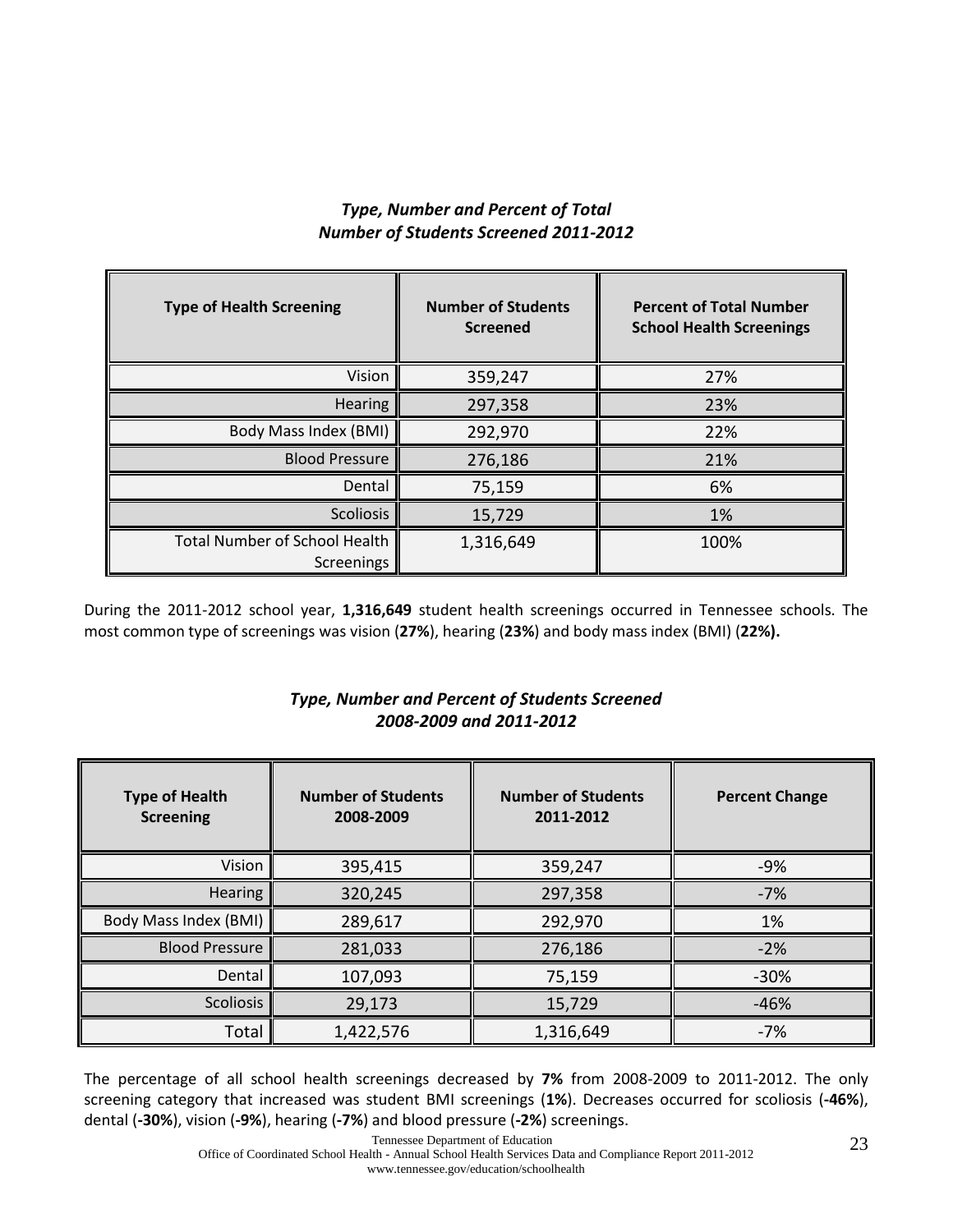***Type, Number and Percent of Total Number of Students Screened 2011-2012***

| Type of Health Screening | Number of Students Screened | Percent of Total Number School Health Screenings |
|---|---|---|
| Vision | 359,247 | 27% |
| Hearing | 297,358 | 23% |
| Body Mass Index (BMI) | 292,970 | 22% |
| Blood Pressure | 276,186 | 21% |
| Dental | 75,159 | 6% |
| Scoliosis | 15,729 | 1% |
| Total Number of School Health Screenings | 1,316,649 | 100% |

During the 2011-2012 school year, **1,316,649** student health screenings occurred in Tennessee schools. The most common type of screenings was vision (**27%**), hearing (**23%**) and body mass index (BMI) (**22%).**

***Type, Number and Percent of Students Screened 2008-2009 and 2011-2012***

| Type of Health Screening | Number of Students 2008-2009 | Number of Students 2011-2012 | Percent Change |
|---|---|---|---|
| Vision | 395,415 | 359,247 | -9% |
| Hearing | 320,245 | 297,358 | -7% |
| Body Mass Index (BMI) | 289,617 | 292,970 | 1% |
| Blood Pressure | 281,033 | 276,186 | -2% |
| Dental | 107,093 | 75,159 | -30% |
| Scoliosis | 29,173 | 15,729 | -46% |
| Total | 1,422,576 | 1,316,649 | -7% |

The percentage of all school health screenings decreased by **7%** from 2008-2009 to 2011-2012. The only screening category that increased was student BMI screenings (**1%**). Decreases occurred for scoliosis (**-46%**), dental (**-30%**), vision (**-9%**), hearing (**-7%**) and blood pressure (**-2%**) screenings.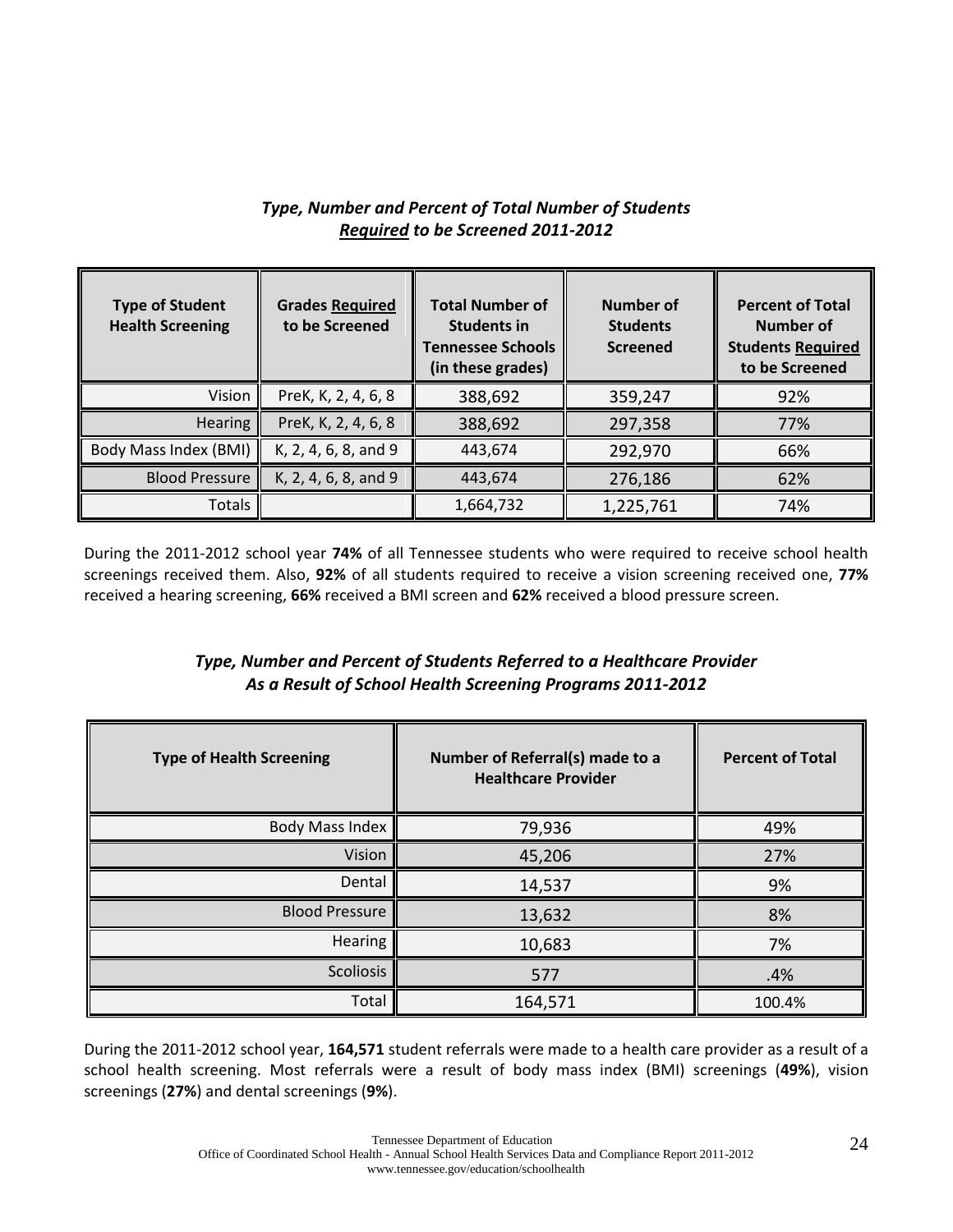### ***Type, Number and Percent of Total Number of Students <u>Required</u> to be Screened 2011-2012***

| Type of Student Health Screening | Grades Required to be Screened | Total Number of Students in Tennessee Schools (in these grades) | Number of Students Screened | Percent of Total Number of Students Required to be Screened |
|---|---|---|---|---|
| Vision | PreK, K, 2, 4, 6, 8 | 388,692 | 359,247 | 92% |
| Hearing | PreK, K, 2, 4, 6, 8 | 388,692 | 297,358 | 77% |
| Body Mass Index (BMI) | K, 2, 4, 6, 8, and 9 | 443,674 | 292,970 | 66% |
| Blood Pressure | K, 2, 4, 6, 8, and 9 | 443,674 | 276,186 | 62% |
| Totals | | 1,664,732 | 1,225,761 | 74% |

During the 2011-2012 school year **74%** of all Tennessee students who were required to receive school health screenings received them. Also, **92%** of all students required to receive a vision screening received one, **77%** received a hearing screening, **66%** received a BMI screen and **62%** received a blood pressure screen.

### ***Type, Number and Percent of Students Referred to a Healthcare Provider As a Result of School Health Screening Programs 2011-2012***

| Type of Health Screening | Number of Referral(s) made to a Healthcare Provider | Percent of Total |
|---|---|---|
| Body Mass Index | 79,936 | 49% |
| Vision | 45,206 | 27% |
| Dental | 14,537 | 9% |
| Blood Pressure | 13,632 | 8% |
| Hearing | 10,683 | 7% |
| Scoliosis | 577 | .4% |
| Total | 164,571 | 100.4% |

During the 2011-2012 school year, **164,571** student referrals were made to a health care provider as a result of a school health screening. Most referrals were a result of body mass index (BMI) screenings (**49%**), vision screenings (**27%**) and dental screenings (**9%**).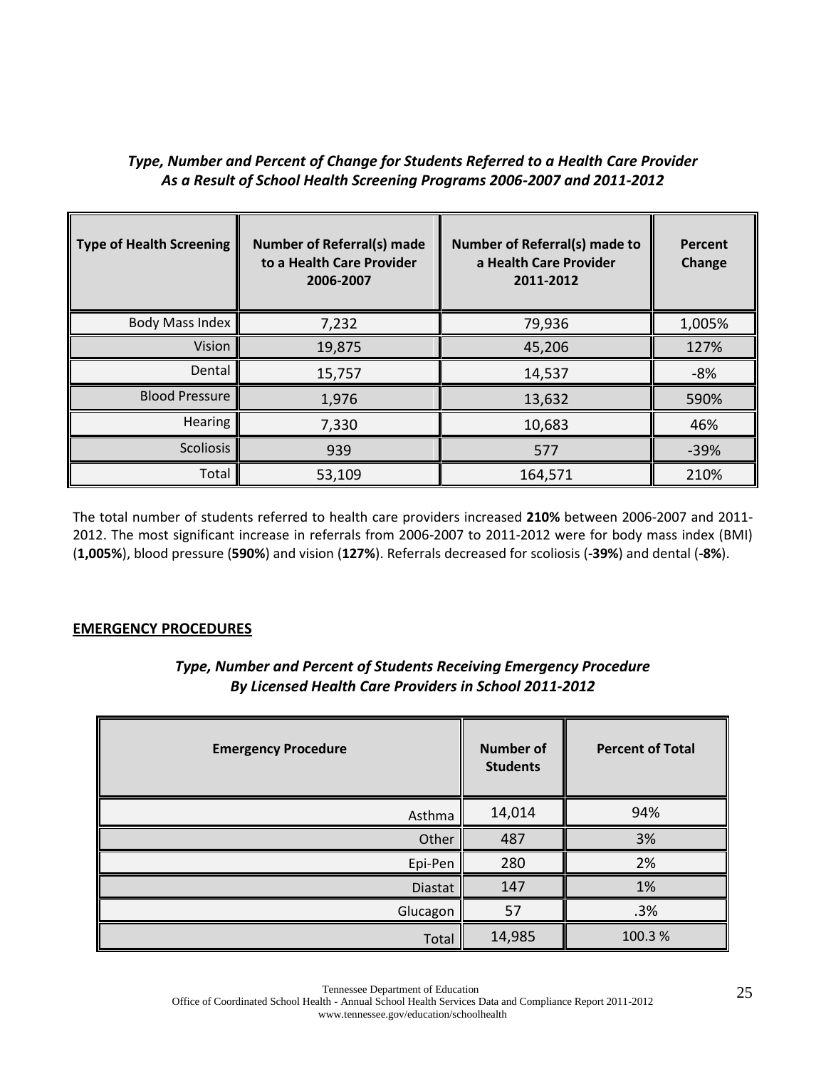***Type, Number and Percent of Change for Students Referred to a Health Care Provider As a Result of School Health Screening Programs 2006-2007 and 2011-2012***

| Type of Health Screening | Number of Referral(s) made to a Health Care Provider 2006-2007 | Number of Referral(s) made to a Health Care Provider 2011-2012 | Percent Change |
|---|---|---|---|
| Body Mass Index | 7,232 | 79,936 | 1,005% |
| Vision | 19,875 | 45,206 | 127% |
| Dental | 15,757 | 14,537 | -8% |
| Blood Pressure | 1,976 | 13,632 | 590% |
| Hearing | 7,330 | 10,683 | 46% |
| Scoliosis | 939 | 577 | -39% |
| Total | 53,109 | 164,571 | 210% |

The total number of students referred to health care providers increased **210%** between 2006-2007 and 2011-2012. The most significant increase in referrals from 2006-2007 to 2011-2012 were for body mass index (BMI) (**1,005%**), blood pressure (**590%**) and vision (**127%**). Referrals decreased for scoliosis (**-39%**) and dental (**-8%**).

## EMERGENCY PROCEDURES

***Type, Number and Percent of Students Receiving Emergency Procedure By Licensed Health Care Providers in School 2011-2012***

| Emergency Procedure | Number of Students | Percent of Total |
|---|---|---|
| Asthma | 14,014 | 94% |
| Other | 487 | 3% |
| Epi-Pen | 280 | 2% |
| Diastat | 147 | 1% |
| Glucagon | 57 | .3% |
| Total | 14,985 | 100.3 % |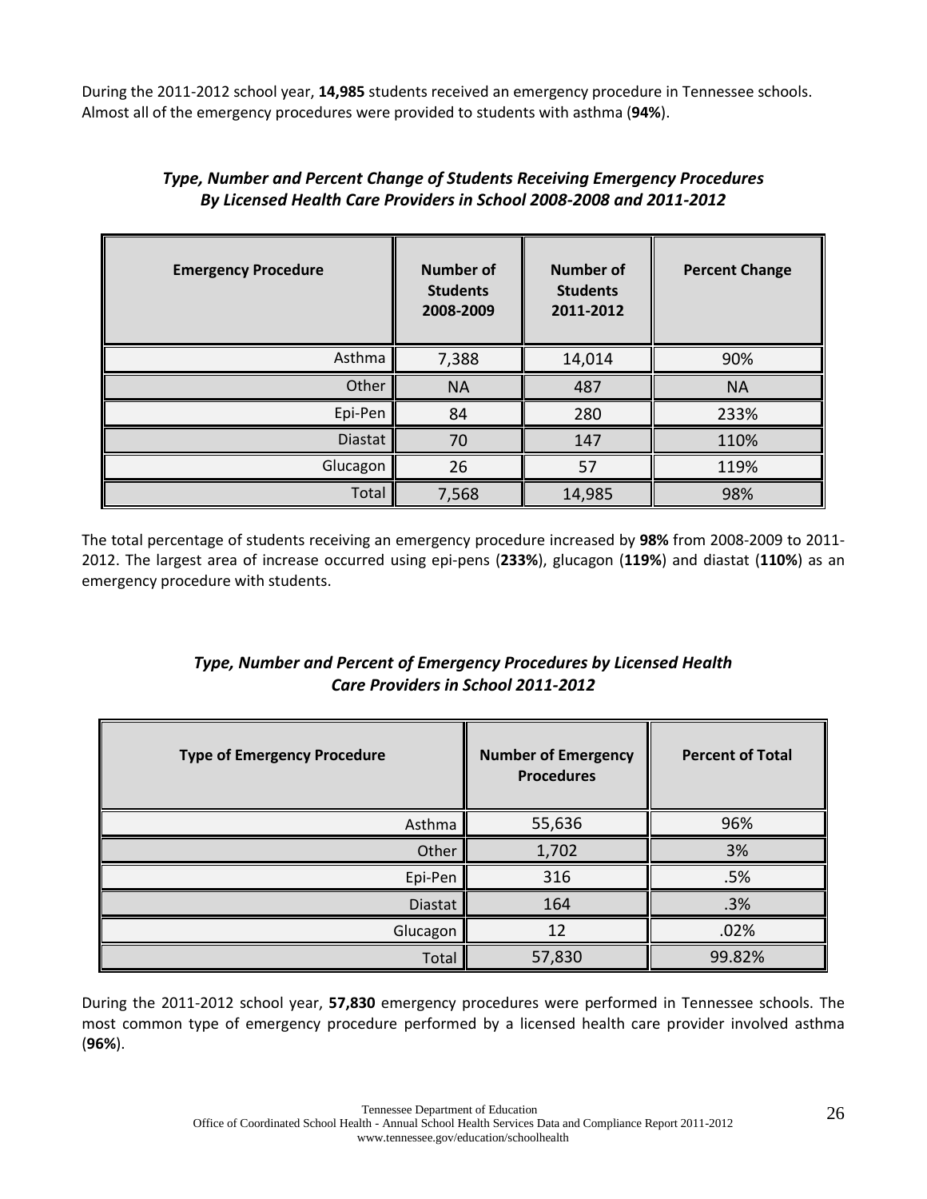During the 2011-2012 school year, **14,985** students received an emergency procedure in Tennessee schools. Almost all of the emergency procedures were provided to students with asthma (**94%**).

***Type, Number and Percent Change of Students Receiving Emergency Procedures By Licensed Health Care Providers in School 2008-2008 and 2011-2012***

| Emergency Procedure | Number of Students 2008-2009 | Number of Students 2011-2012 | Percent Change |
|---|---|---|---|
| Asthma | 7,388 | 14,014 | 90% |
| Other | NA | 487 | NA |
| Epi-Pen | 84 | 280 | 233% |
| Diastat | 70 | 147 | 110% |
| Glucagon | 26 | 57 | 119% |
| Total | 7,568 | 14,985 | 98% |

The total percentage of students receiving an emergency procedure increased by **98%** from 2008-2009 to 2011-2012. The largest area of increase occurred using epi-pens (**233%**), glucagon (**119%**) and diastat (**110%**) as an emergency procedure with students.

***Type, Number and Percent of Emergency Procedures by Licensed Health Care Providers in School 2011-2012***

| Type of Emergency Procedure | Number of Emergency Procedures | Percent of Total |
|---|---|---|
| Asthma | 55,636 | 96% |
| Other | 1,702 | 3% |
| Epi-Pen | 316 | .5% |
| Diastat | 164 | .3% |
| Glucagon | 12 | .02% |
| Total | 57,830 | 99.82% |

During the 2011-2012 school year, **57,830** emergency procedures were performed in Tennessee schools. The most common type of emergency procedure performed by a licensed health care provider involved asthma (**96%**).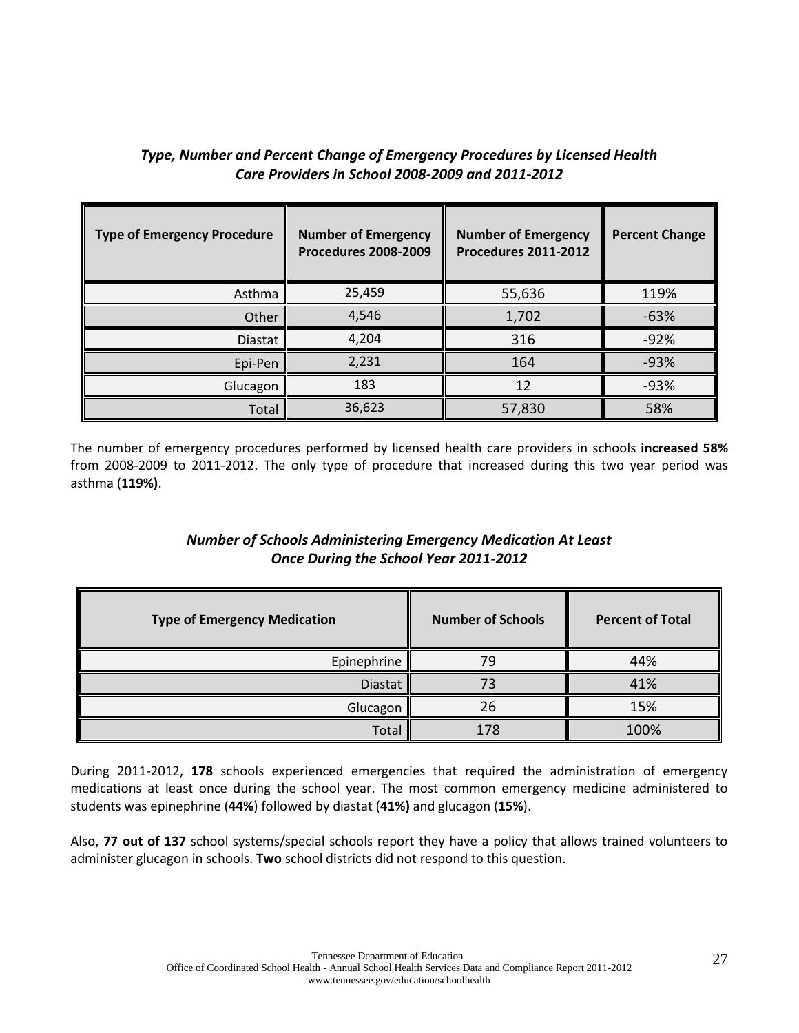***Type, Number and Percent Change of Emergency Procedures by Licensed Health Care Providers in School 2008-2009 and 2011-2012***

| Type of Emergency Procedure | Number of Emergency Procedures 2008-2009 | Number of Emergency Procedures 2011-2012 | Percent Change |
|---|---|---|---|
| Asthma | 25,459 | 55,636 | 119% |
| Other | 4,546 | 1,702 | -63% |
| Diastat | 4,204 | 316 | -92% |
| Epi-Pen | 2,231 | 164 | -93% |
| Glucagon | 183 | 12 | -93% |
| Total | 36,623 | 57,830 | 58% |

The number of emergency procedures performed by licensed health care providers in schools **increased 58%** from 2008-2009 to 2011-2012. The only type of procedure that increased during this two year period was asthma (**119%)**.

***Number of Schools Administering Emergency Medication At Least Once During the School Year 2011-2012***

| Type of Emergency Medication | Number of Schools | Percent of Total |
|---|---|---|
| Epinephrine | 79 | 44% |
| Diastat | 73 | 41% |
| Glucagon | 26 | 15% |
| Total | 178 | 100% |

During 2011-2012, **178** schools experienced emergencies that required the administration of emergency medications at least once during the school year. The most common emergency medicine administered to students was epinephrine (**44%**) followed by diastat (**41%)** and glucagon (**15%**).

Also, **77 out of 137** school systems/special schools report they have a policy that allows trained volunteers to administer glucagon in schools. **Two** school districts did not respond to this question.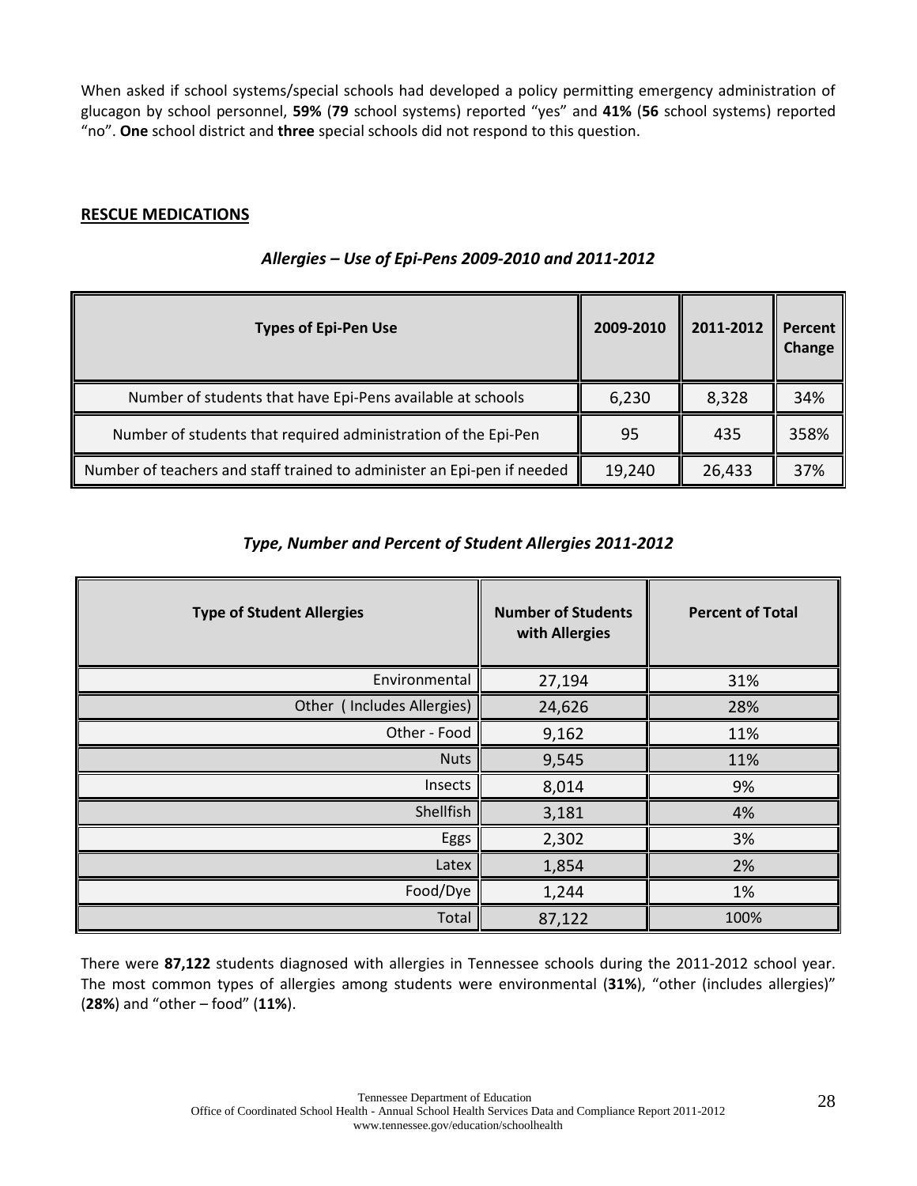When asked if school systems/special schools had developed a policy permitting emergency administration of glucagon by school personnel, **59%** (**79** school systems) reported "yes" and **41%** (**56** school systems) reported "no". **One** school district and **three** special schools did not respond to this question.

## RESCUE MEDICATIONS

***Allergies – Use of Epi-Pens 2009-2010 and 2011-2012***

| Types of Epi-Pen Use | 2009-2010 | 2011-2012 | Percent Change |
|---|---|---|---|
| Number of students that have Epi-Pens available at schools | 6,230 | 8,328 | 34% |
| Number of students that required administration of the Epi-Pen | 95 | 435 | 358% |
| Number of teachers and staff trained to administer an Epi-pen if needed | 19,240 | 26,433 | 37% |

***Type, Number and Percent of Student Allergies 2011-2012***

| Type of Student Allergies | Number of Students with Allergies | Percent of Total |
|---|---|---|
| Environmental | 27,194 | 31% |
| Other ( Includes Allergies) | 24,626 | 28% |
| Other - Food | 9,162 | 11% |
| Nuts | 9,545 | 11% |
| Insects | 8,014 | 9% |
| Shellfish | 3,181 | 4% |
| Eggs | 2,302 | 3% |
| Latex | 1,854 | 2% |
| Food/Dye | 1,244 | 1% |
| Total | 87,122 | 100% |

There were **87,122** students diagnosed with allergies in Tennessee schools during the 2011-2012 school year. The most common types of allergies among students were environmental (**31%**), "other (includes allergies)" (**28%**) and "other – food" (**11%**).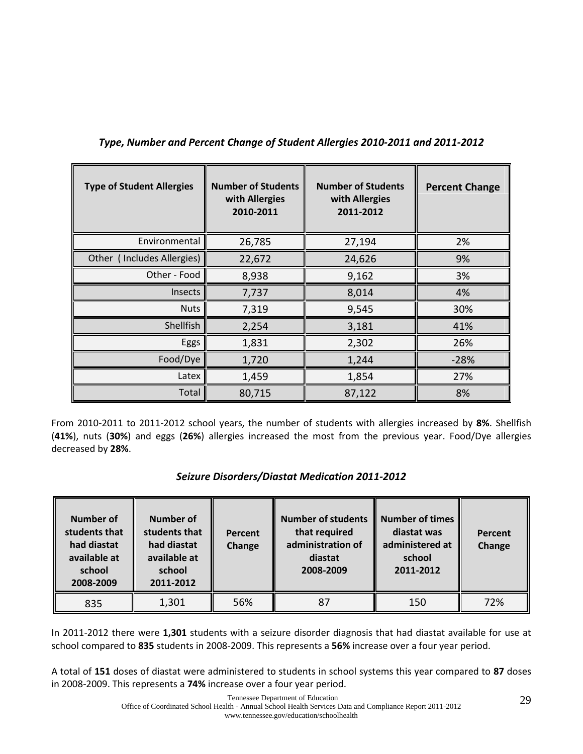### *Type, Number and Percent Change of Student Allergies 2010-2011 and 2011-2012*

| Type of Student Allergies | Number of Students with Allergies 2010-2011 | Number of Students with Allergies 2011-2012 | Percent Change |
|---|---|---|---|
| Environmental | 26,785 | 27,194 | 2% |
| Other ( Includes Allergies) | 22,672 | 24,626 | 9% |
| Other - Food | 8,938 | 9,162 | 3% |
| Insects | 7,737 | 8,014 | 4% |
| Nuts | 7,319 | 9,545 | 30% |
| Shellfish | 2,254 | 3,181 | 41% |
| Eggs | 1,831 | 2,302 | 26% |
| Food/Dye | 1,720 | 1,244 | -28% |
| Latex | 1,459 | 1,854 | 27% |
| Total | 80,715 | 87,122 | 8% |

From 2010-2011 to 2011-2012 school years, the number of students with allergies increased by **8%**. Shellfish (**41%**), nuts (**30%**) and eggs (**26%**) allergies increased the most from the previous year. Food/Dye allergies decreased by **28%**.

### *Seizure Disorders/Diastat Medication 2011-2012*

| Number of students that had diastat available at school 2008-2009 | Number of students that had diastat available at school 2011-2012 | Percent Change | Number of students that required administration of diastat 2008-2009 | Number of times diastat was administered at school 2011-2012 | Percent Change |
|---|---|---|---|---|---|
| 835 | 1,301 | 56% | 87 | 150 | 72% |

In 2011-2012 there were **1,301** students with a seizure disorder diagnosis that had diastat available for use at school compared to **835** students in 2008-2009. This represents a **56%** increase over a four year period.

A total of **151** doses of diastat were administered to students in school systems this year compared to **87** doses in 2008-2009. This represents a **74%** increase over a four year period.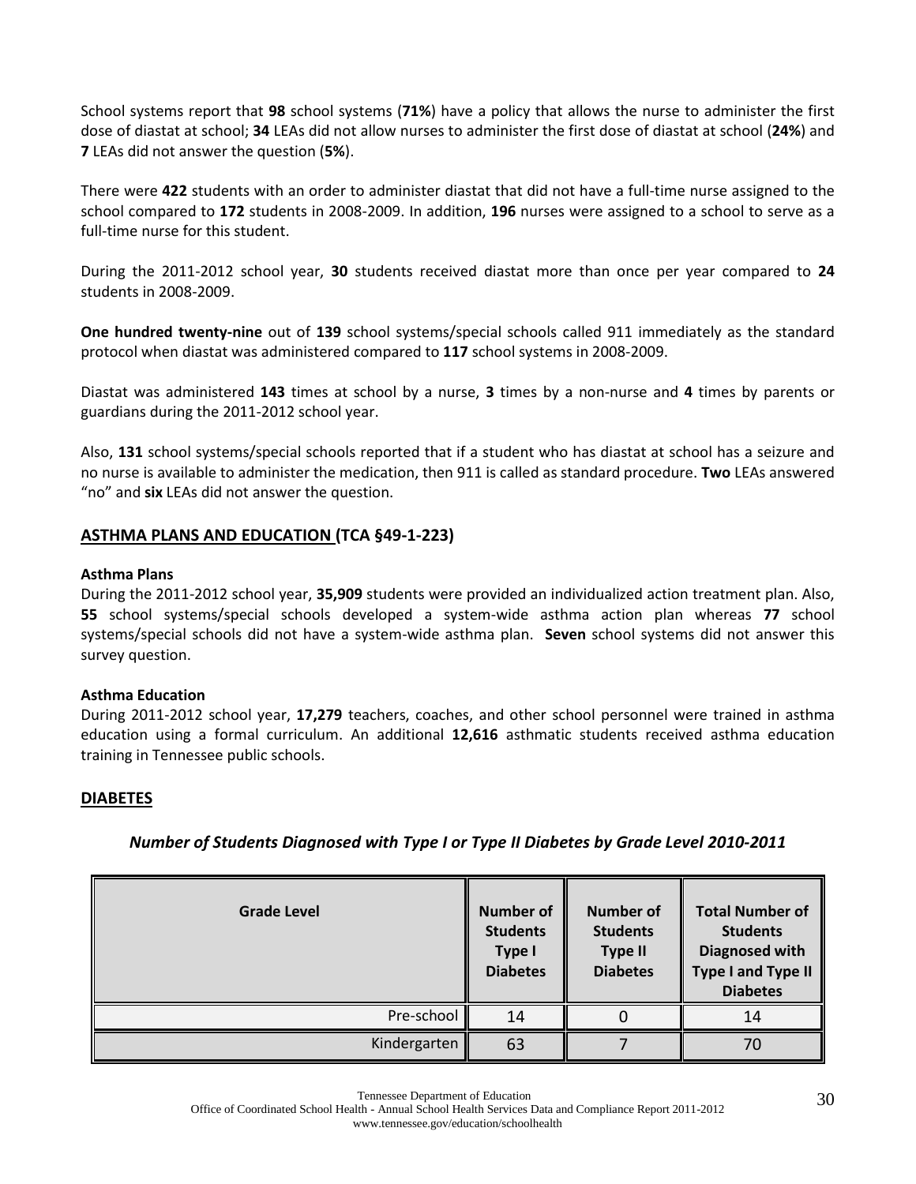School systems report that **98** school systems (**71%**) have a policy that allows the nurse to administer the first dose of diastat at school; **34** LEAs did not allow nurses to administer the first dose of diastat at school (**24%**) and **7** LEAs did not answer the question (**5%**).

There were **422** students with an order to administer diastat that did not have a full-time nurse assigned to the school compared to **172** students in 2008-2009. In addition, **196** nurses were assigned to a school to serve as a full-time nurse for this student.

During the 2011-2012 school year, **30** students received diastat more than once per year compared to **24** students in 2008-2009.

**One hundred twenty-nine** out of **139** school systems/special schools called 911 immediately as the standard protocol when diastat was administered compared to **117** school systems in 2008-2009.

Diastat was administered **143** times at school by a nurse, **3** times by a non-nurse and **4** times by parents or guardians during the 2011-2012 school year.

Also, **131** school systems/special schools reported that if a student who has diastat at school has a seizure and no nurse is available to administer the medication, then 911 is called as standard procedure. **Two** LEAs answered "no" and **six** LEAs did not answer the question.

## ASTHMA PLANS AND EDUCATION (TCA §49-1-223)

**Asthma Plans**

During the 2011-2012 school year, **35,909** students were provided an individualized action treatment plan. Also, **55** school systems/special schools developed a system-wide asthma action plan whereas **77** school systems/special schools did not have a system-wide asthma plan. **Seven** school systems did not answer this survey question.

**Asthma Education**

During 2011-2012 school year, **17,279** teachers, coaches, and other school personnel were trained in asthma education using a formal curriculum. An additional **12,616** asthmatic students received asthma education training in Tennessee public schools.

## DIABETES

***Number of Students Diagnosed with Type I or Type II Diabetes by Grade Level 2010-2011***

| Grade Level | Number of Students Type I Diabetes | Number of Students Type II Diabetes | Total Number of Students Diagnosed with Type I and Type II Diabetes |
|---|---|---|---|
| Pre-school | 14 | 0 | 14 |
| Kindergarten | 63 | 7 | 70 |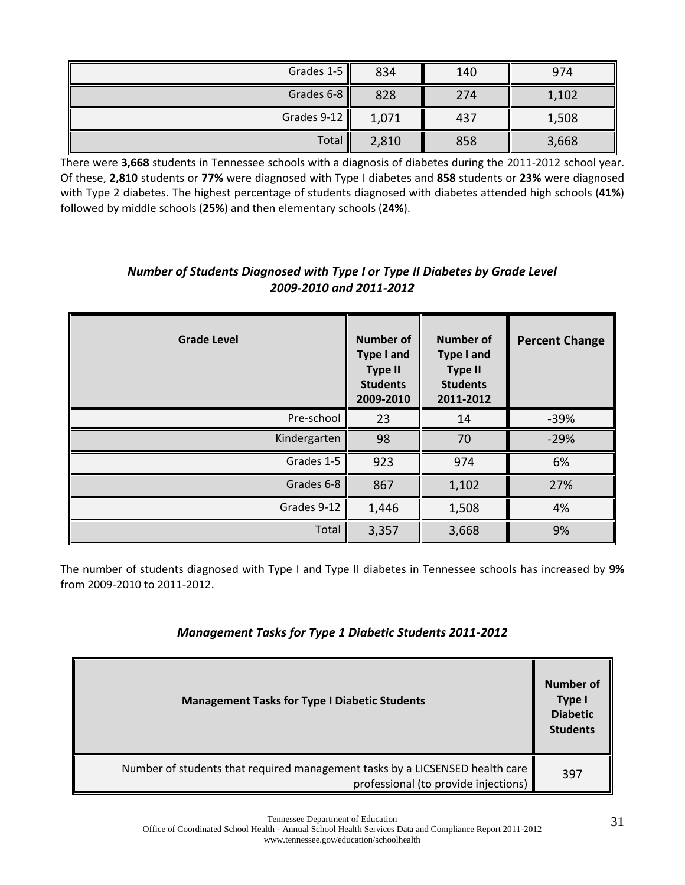| | | | |
|---|---|---|---|
| Grades 1-5 | 834 | 140 | 974 |
| Grades 6-8 | 828 | 274 | 1,102 |
| Grades 9-12 | 1,071 | 437 | 1,508 |
| Total | 2,810 | 858 | 3,668 |

There were **3,668** students in Tennessee schools with a diagnosis of diabetes during the 2011-2012 school year. Of these, **2,810** students or **77%** were diagnosed with Type I diabetes and **858** students or **23%** were diagnosed with Type 2 diabetes. The highest percentage of students diagnosed with diabetes attended high schools (**41%**) followed by middle schools (**25%**) and then elementary schools (**24%**).

### *Number of Students Diagnosed with Type I or Type II Diabetes by Grade Level 2009-2010 and 2011-2012*

| Grade Level | Number of Type I and Type II Students 2009-2010 | Number of Type I and Type II Students 2011-2012 | Percent Change |
|---|---|---|---|
| Pre-school | 23 | 14 | -39% |
| Kindergarten | 98 | 70 | -29% |
| Grades 1-5 | 923 | 974 | 6% |
| Grades 6-8 | 867 | 1,102 | 27% |
| Grades 9-12 | 1,446 | 1,508 | 4% |
| Total | 3,357 | 3,668 | 9% |

The number of students diagnosed with Type I and Type II diabetes in Tennessee schools has increased by **9%** from 2009-2010 to 2011-2012.

### *Management Tasks for Type 1 Diabetic Students 2011-2012*

| Management Tasks for Type I Diabetic Students | Number of Type I Diabetic Students |
|---|---|
| Number of students that required management tasks by a LICSENSED health care professional (to provide injections) | 397 |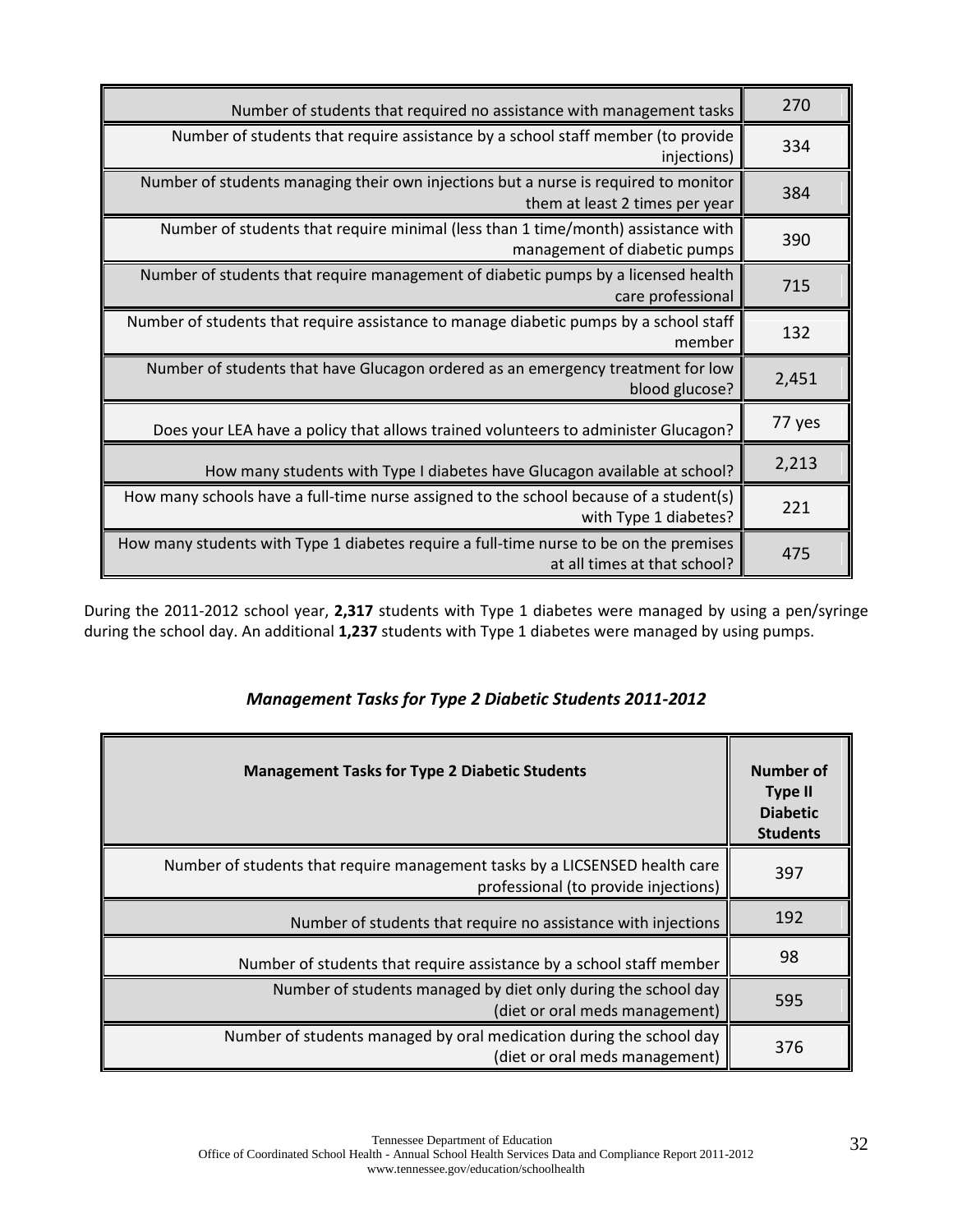| | |
|---|---|
| Number of students that required no assistance with management tasks | 270 |
| Number of students that require assistance by a school staff member (to provide injections) | 334 |
| Number of students managing their own injections but a nurse is required to monitor them at least 2 times per year | 384 |
| Number of students that require minimal (less than 1 time/month) assistance with management of diabetic pumps | 390 |
| Number of students that require management of diabetic pumps by a licensed health care professional | 715 |
| Number of students that require assistance to manage diabetic pumps by a school staff member | 132 |
| Number of students that have Glucagon ordered as an emergency treatment for low blood glucose? | 2,451 |
| Does your LEA have a policy that allows trained volunteers to administer Glucagon? | 77 yes |
| How many students with Type I diabetes have Glucagon available at school? | 2,213 |
| How many schools have a full-time nurse assigned to the school because of a student(s) with Type 1 diabetes? | 221 |
| How many students with Type 1 diabetes require a full-time nurse to be on the premises at all times at that school? | 475 |

During the 2011-2012 school year, **2,317** students with Type 1 diabetes were managed by using a pen/syringe during the school day. An additional **1,237** students with Type 1 diabetes were managed by using pumps.

### *Management Tasks for Type 2 Diabetic Students 2011-2012*

| Management Tasks for Type 2 Diabetic Students | Number of Type II Diabetic Students |
|---|---|
| Number of students that require management tasks by a LICSENSED health care professional (to provide injections) | 397 |
| Number of students that require no assistance with injections | 192 |
| Number of students that require assistance by a school staff member | 98 |
| Number of students managed by diet only during the school day (diet or oral meds management) | 595 |
| Number of students managed by oral medication during the school day (diet or oral meds management) | 376 |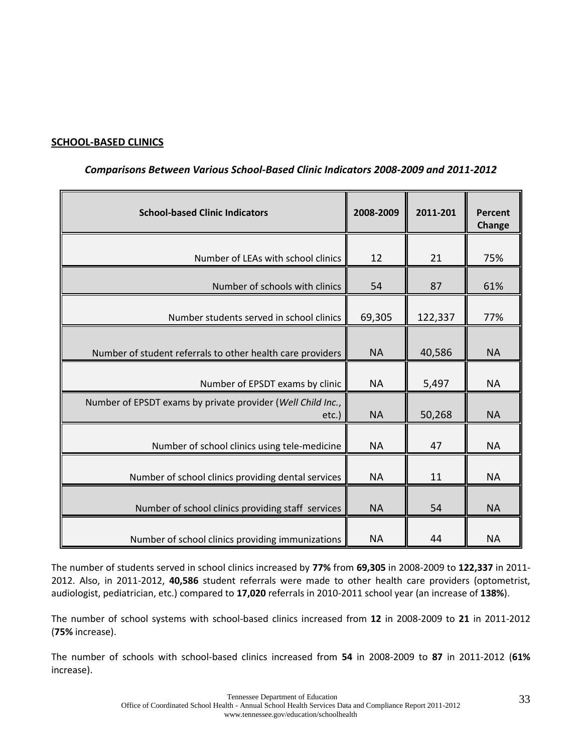**SCHOOL-BASED CLINICS**

***Comparisons Between Various School-Based Clinic Indicators 2008-2009 and 2011-2012***

| School-based Clinic Indicators | 2008-2009 | 2011-201 | Percent Change |
|---|---|---|---|
| Number of LEAs with school clinics | 12 | 21 | 75% |
| Number of schools with clinics | 54 | 87 | 61% |
| Number students served in school clinics | 69,305 | 122,337 | 77% |
| Number of student referrals to other health care providers | NA | 40,586 | NA |
| Number of EPSDT exams by clinic | NA | 5,497 | NA |
| Number of EPSDT exams by private provider (*Well Child Inc.,* etc.) | NA | 50,268 | NA |
| Number of school clinics using tele-medicine | NA | 47 | NA |
| Number of school clinics providing dental services | NA | 11 | NA |
| Number of school clinics providing staff services | NA | 54 | NA |
| Number of school clinics providing immunizations | NA | 44 | NA |

The number of students served in school clinics increased by **77%** from **69,305** in 2008-2009 to **122,337** in 2011-2012. Also, in 2011-2012, **40,586** student referrals were made to other health care providers (optometrist, audiologist, pediatrician, etc.) compared to **17,020** referrals in 2010-2011 school year (an increase of **138%**).

The number of school systems with school-based clinics increased from **12** in 2008-2009 to **21** in 2011-2012 (**75%** increase).

The number of schools with school-based clinics increased from **54** in 2008-2009 to **87** in 2011-2012 (**61%** increase).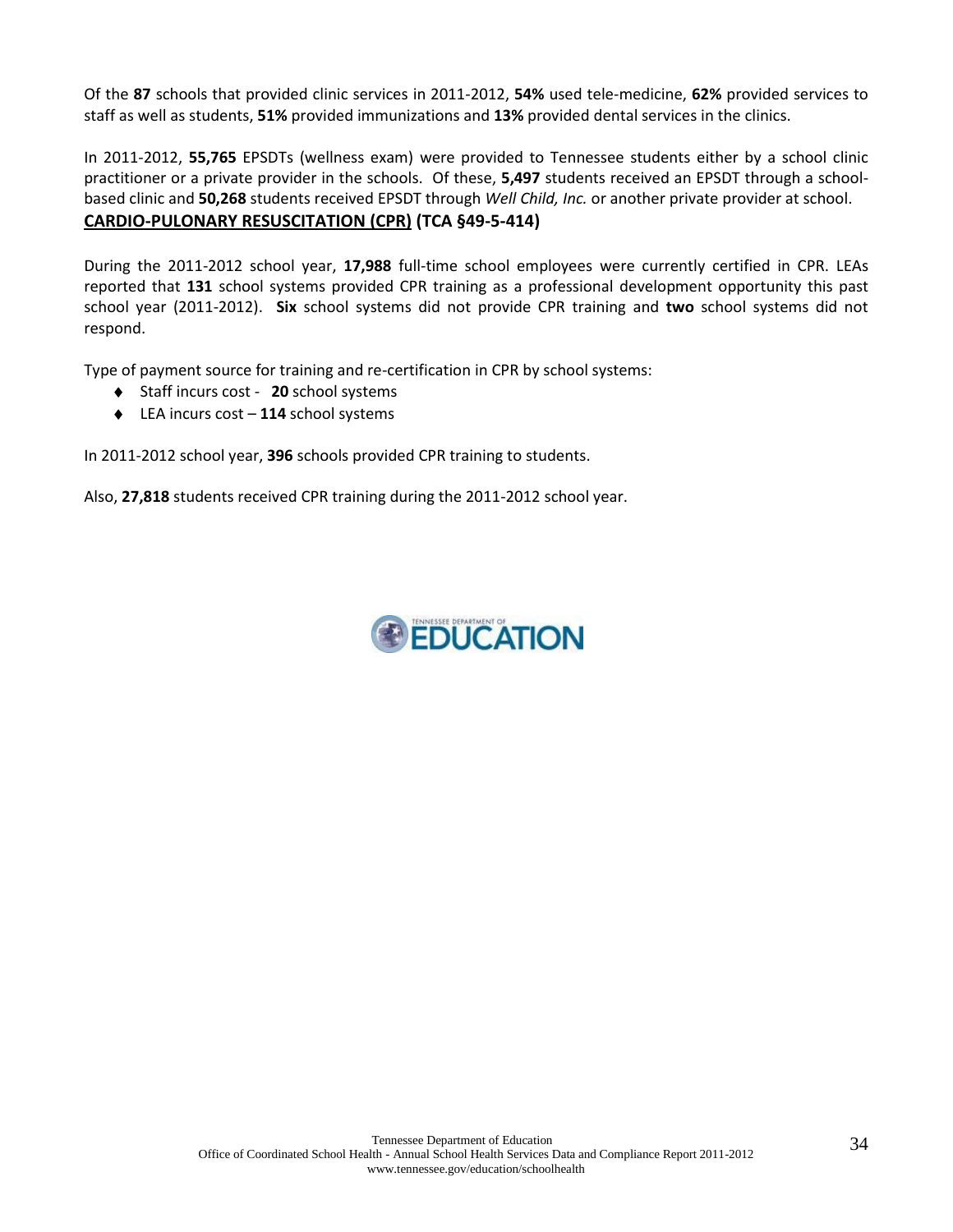Of the **87** schools that provided clinic services in 2011-2012, **54%** used tele-medicine, **62%** provided services to staff as well as students, **51%** provided immunizations and **13%** provided dental services in the clinics.

In 2011-2012, **55,765** EPSDTs (wellness exam) were provided to Tennessee students either by a school clinic practitioner or a private provider in the schools. Of these, **5,497** students received an EPSDT through a school-based clinic and **50,268** students received EPSDT through *Well Child, Inc.* or another private provider at school.

## CARDIO-PULONARY RESUSCITATION (CPR) (TCA §49-5-414)

During the 2011-2012 school year, **17,988** full-time school employees were currently certified in CPR. LEAs reported that **131** school systems provided CPR training as a professional development opportunity this past school year (2011-2012). **Six** school systems did not provide CPR training and **two** school systems did not respond.

Type of payment source for training and re-certification in CPR by school systems:

- Staff incurs cost - **20** school systems
- LEA incurs cost – **114** school systems

In 2011-2012 school year, **396** schools provided CPR training to students.

Also, **27,818** students received CPR training during the 2011-2012 school year.

TENNESSEE DEPARTMENT OF EDUCATION